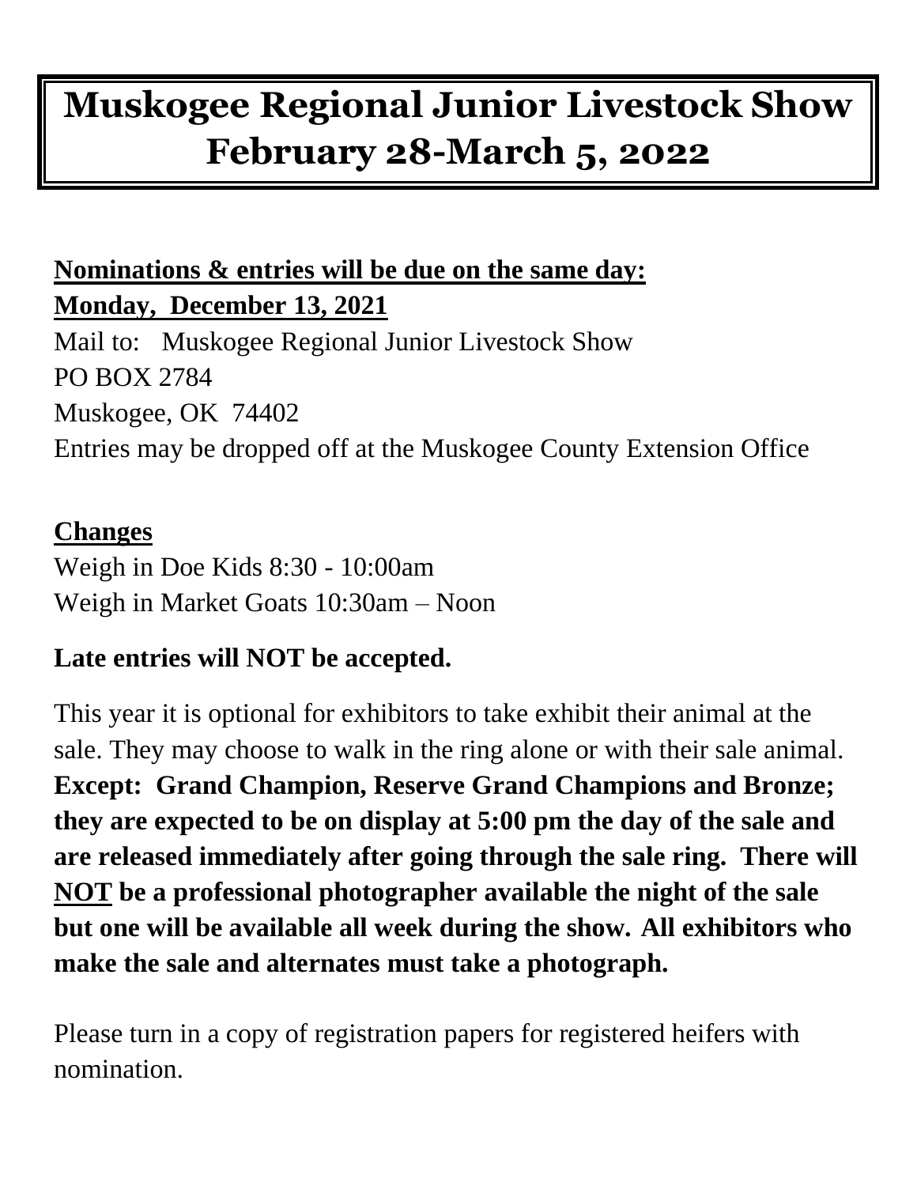# Muskogee Regional Junior Livestock Show February 28-March 5, 2022

**Nominations & entries will be due on the same day:**
**Monday, December 13, 2021**

Mail to: Muskogee Regional Junior Livestock Show
PO BOX 2784
Muskogee, OK 74402
Entries may be dropped off at the Muskogee County Extension Office

**Changes**

Weigh in Doe Kids 8:30 - 10:00am
Weigh in Market Goats 10:30am – Noon

**Late entries will NOT be accepted.**

This year it is optional for exhibitors to take exhibit their animal at the sale. They may choose to walk in the ring alone or with their sale animal. **Except: Grand Champion, Reserve Grand Champions and Bronze; they are expected to be on display at 5:00 pm the day of the sale and are released immediately after going through the sale ring. There will NOT be a professional photographer available the night of the sale but one will be available all week during the show. All exhibitors who make the sale and alternates must take a photograph.**

Please turn in a copy of registration papers for registered heifers with nomination.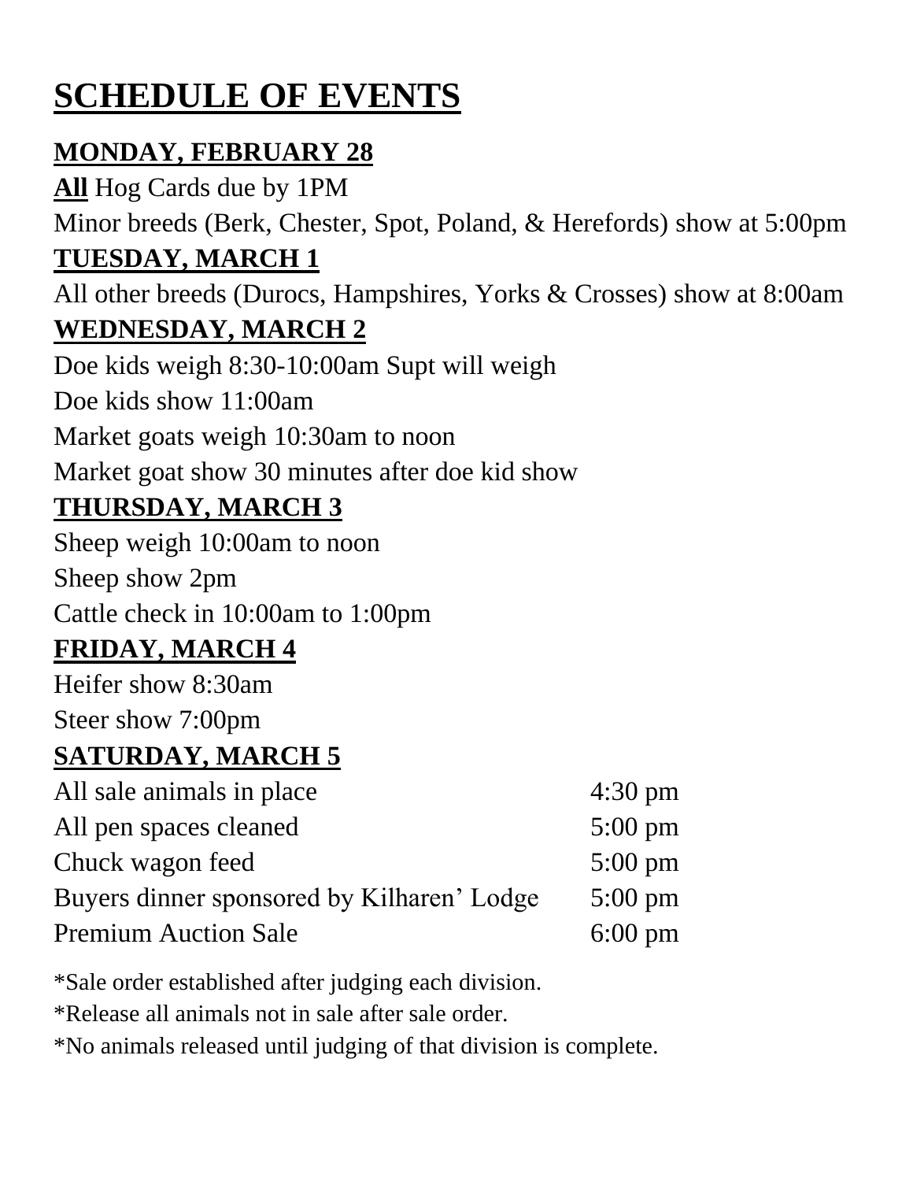# SCHEDULE OF EVENTS

## MONDAY, FEBRUARY 28

**All** Hog Cards due by 1PM

Minor breeds (Berk, Chester, Spot, Poland, & Herefords) show at 5:00pm

## TUESDAY, MARCH 1

All other breeds (Durocs, Hampshires, Yorks & Crosses) show at 8:00am

## WEDNESDAY, MARCH 2

Doe kids weigh 8:30-10:00am Supt will weigh

Doe kids show 11:00am

Market goats weigh 10:30am to noon

Market goat show 30 minutes after doe kid show

## THURSDAY, MARCH 3

Sheep weigh 10:00am to noon

Sheep show 2pm

Cattle check in 10:00am to 1:00pm

## FRIDAY, MARCH 4

Heifer show 8:30am

Steer show 7:00pm

## SATURDAY, MARCH 5

| | |
|---|---|
| All sale animals in place | 4:30 pm |
| All pen spaces cleaned | 5:00 pm |
| Chuck wagon feed | 5:00 pm |
| Buyers dinner sponsored by Kilharen' Lodge | 5:00 pm |
| Premium Auction Sale | 6:00 pm |

*Sale order established after judging each division.

*Release all animals not in sale after sale order.

*No animals released until judging of that division is complete.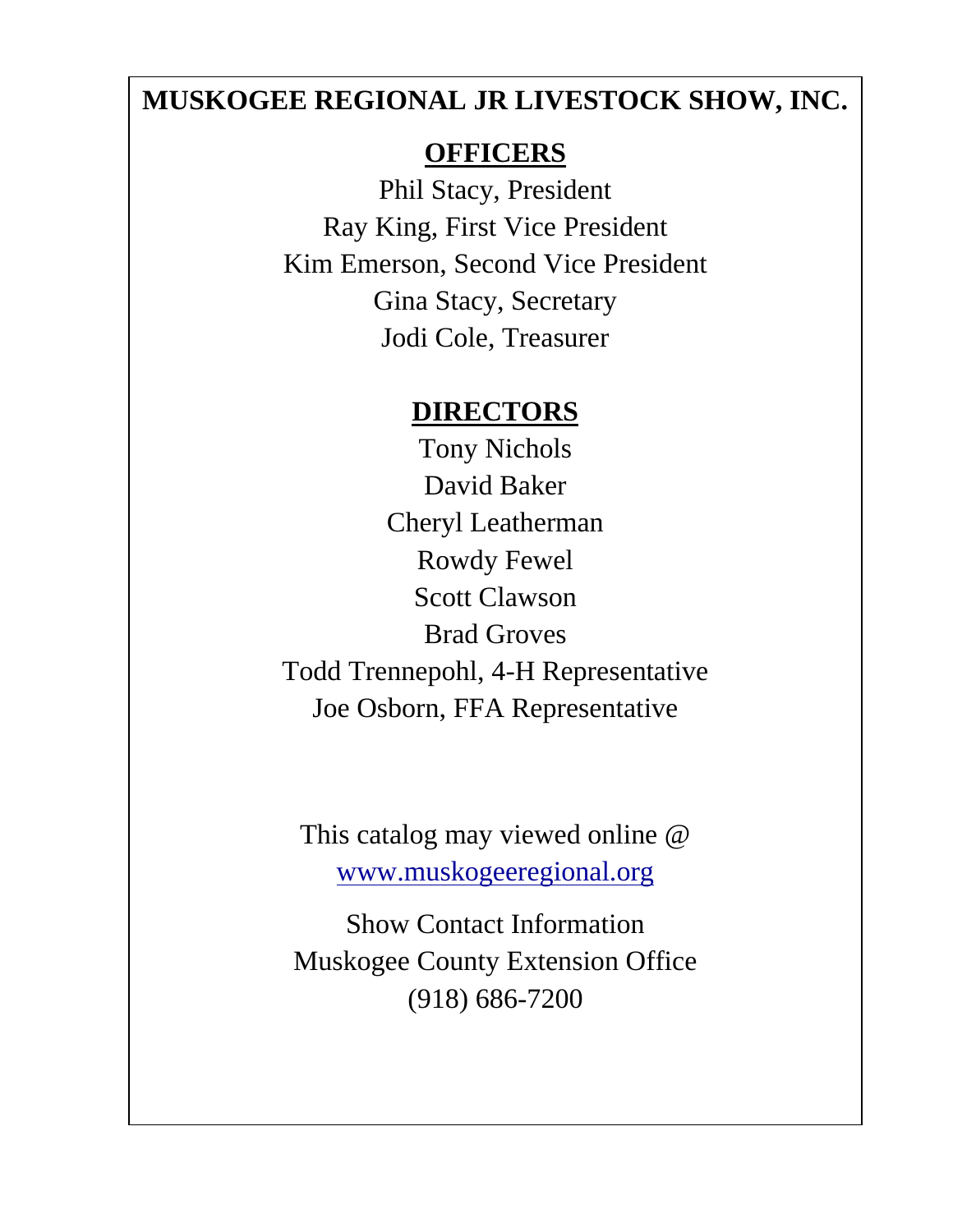# MUSKOGEE REGIONAL JR LIVESTOCK SHOW, INC.

## OFFICERS

Phil Stacy, President

Ray King, First Vice President

Kim Emerson, Second Vice President

Gina Stacy, Secretary

Jodi Cole, Treasurer

## DIRECTORS

Tony Nichols

David Baker

Cheryl Leatherman

Rowdy Fewel

Scott Clawson

Brad Groves

Todd Trennepohl, 4-H Representative

Joe Osborn, FFA Representative

This catalog may viewed online @ [www.muskogeeregional.org](http://www.muskogeeregional.org)

Show Contact Information

Muskogee County Extension Office

(918) 686-7200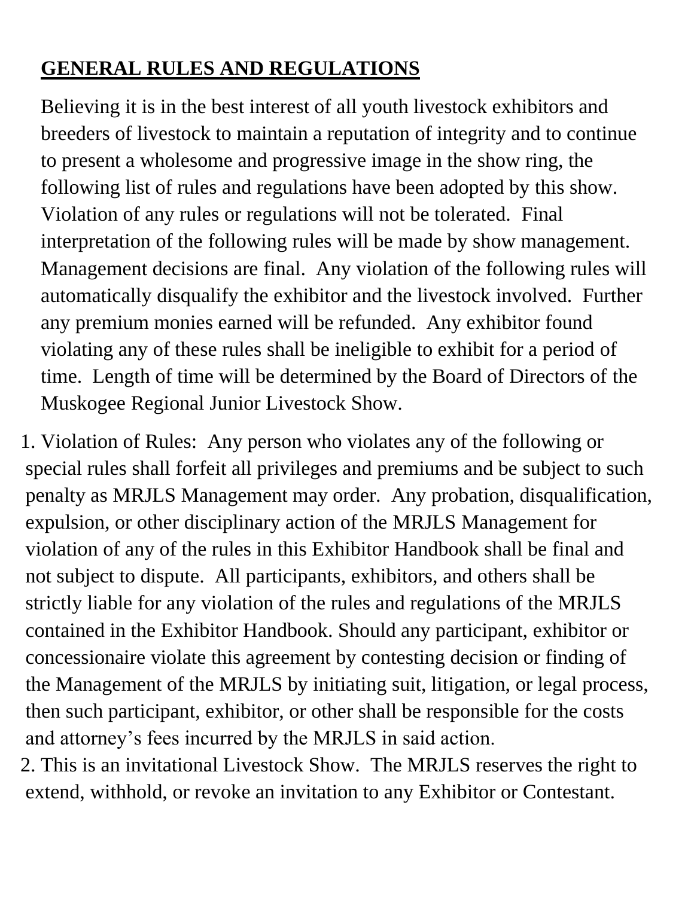## GENERAL RULES AND REGULATIONS

Believing it is in the best interest of all youth livestock exhibitors and breeders of livestock to maintain a reputation of integrity and to continue to present a wholesome and progressive image in the show ring, the following list of rules and regulations have been adopted by this show. Violation of any rules or regulations will not be tolerated. Final interpretation of the following rules will be made by show management. Management decisions are final. Any violation of the following rules will automatically disqualify the exhibitor and the livestock involved. Further any premium monies earned will be refunded. Any exhibitor found violating any of these rules shall be ineligible to exhibit for a period of time. Length of time will be determined by the Board of Directors of the Muskogee Regional Junior Livestock Show.

1. Violation of Rules: Any person who violates any of the following or special rules shall forfeit all privileges and premiums and be subject to such penalty as MRJLS Management may order. Any probation, disqualification, expulsion, or other disciplinary action of the MRJLS Management for violation of any of the rules in this Exhibitor Handbook shall be final and not subject to dispute. All participants, exhibitors, and others shall be strictly liable for any violation of the rules and regulations of the MRJLS contained in the Exhibitor Handbook. Should any participant, exhibitor or concessionaire violate this agreement by contesting decision or finding of the Management of the MRJLS by initiating suit, litigation, or legal process, then such participant, exhibitor, or other shall be responsible for the costs and attorney's fees incurred by the MRJLS in said action.
2. This is an invitational Livestock Show. The MRJLS reserves the right to extend, withhold, or revoke an invitation to any Exhibitor or Contestant.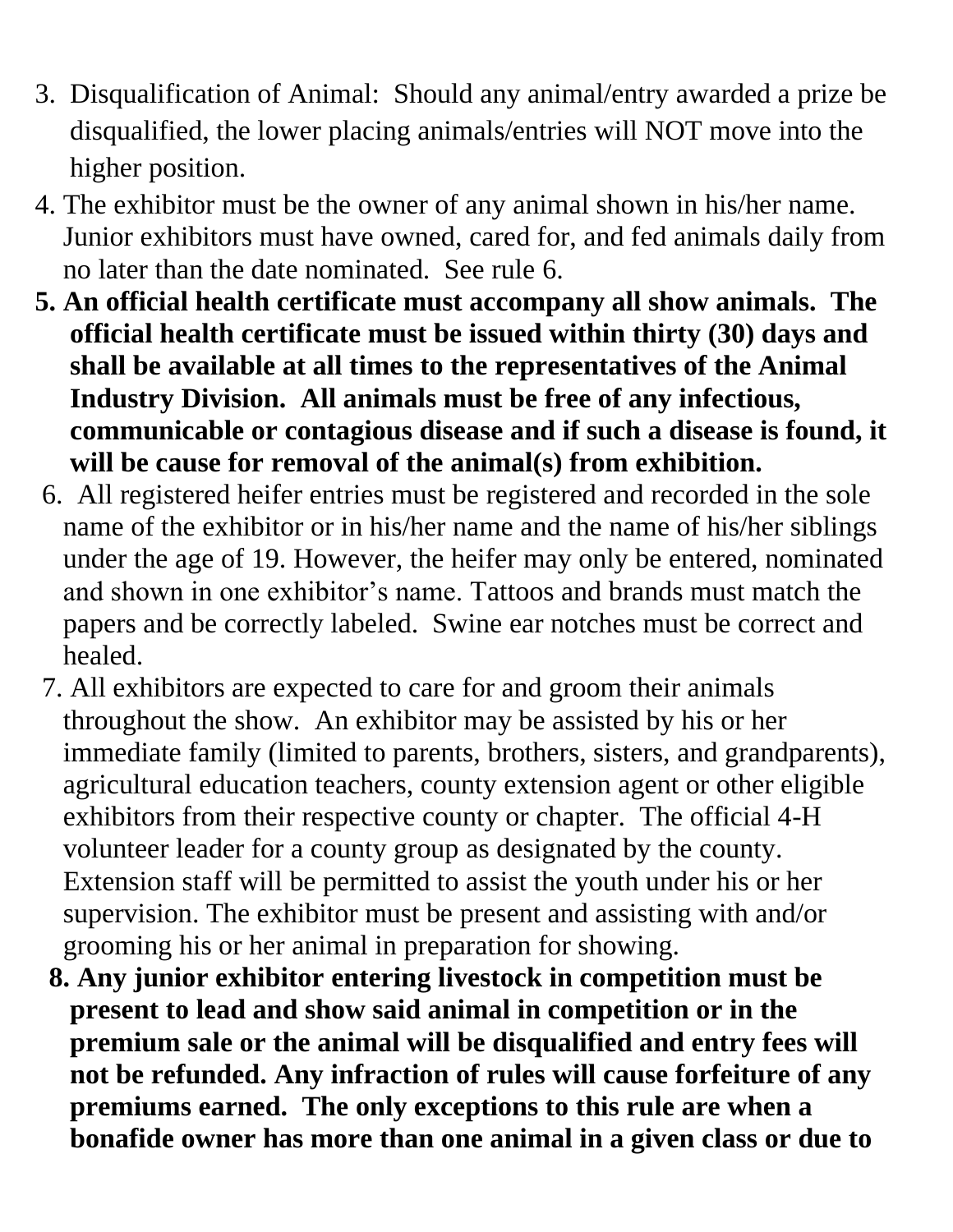3. Disqualification of Animal: Should any animal/entry awarded a prize be disqualified, the lower placing animals/entries will NOT move into the higher position.
4. The exhibitor must be the owner of any animal shown in his/her name. Junior exhibitors must have owned, cared for, and fed animals daily from no later than the date nominated. See rule 6.
5. **An official health certificate must accompany all show animals. The official health certificate must be issued within thirty (30) days and shall be available at all times to the representatives of the Animal Industry Division. All animals must be free of any infectious, communicable or contagious disease and if such a disease is found, it will be cause for removal of the animal(s) from exhibition.**
6. All registered heifer entries must be registered and recorded in the sole name of the exhibitor or in his/her name and the name of his/her siblings under the age of 19. However, the heifer may only be entered, nominated and shown in one exhibitor's name. Tattoos and brands must match the papers and be correctly labeled. Swine ear notches must be correct and healed.
7. All exhibitors are expected to care for and groom their animals throughout the show. An exhibitor may be assisted by his or her immediate family (limited to parents, brothers, sisters, and grandparents), agricultural education teachers, county extension agent or other eligible exhibitors from their respective county or chapter. The official 4-H volunteer leader for a county group as designated by the county. Extension staff will be permitted to assist the youth under his or her supervision. The exhibitor must be present and assisting with and/or grooming his or her animal in preparation for showing.
8. **Any junior exhibitor entering livestock in competition must be present to lead and show said animal in competition or in the premium sale or the animal will be disqualified and entry fees will not be refunded. Any infraction of rules will cause forfeiture of any premiums earned. The only exceptions to this rule are when a bonafide owner has more than one animal in a given class or due to**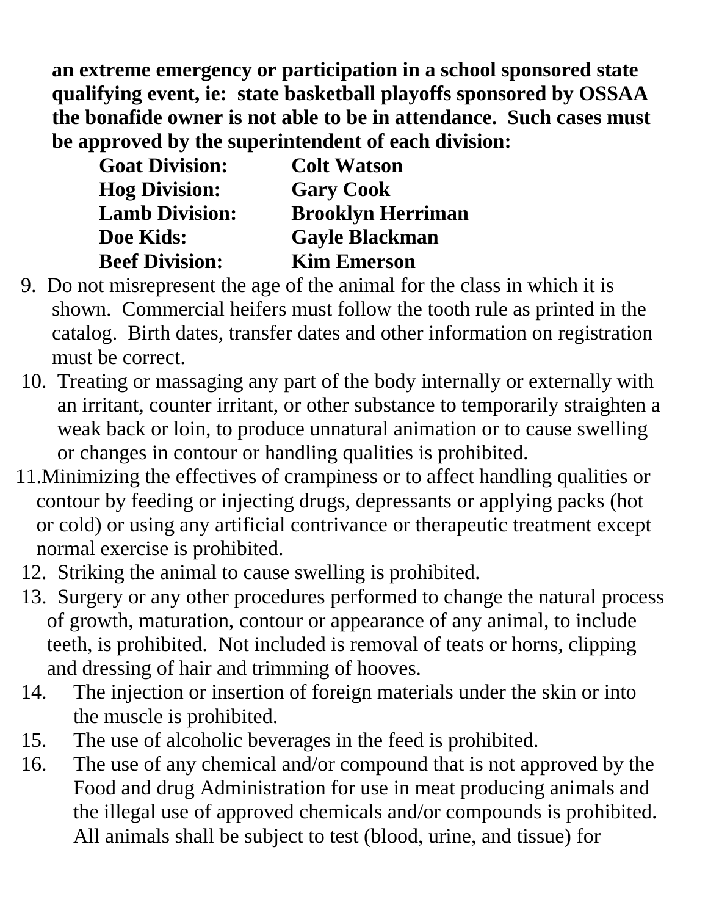**an extreme emergency or participation in a school sponsored state qualifying event, ie: state basketball playoffs sponsored by OSSAA the bonafide owner is not able to be in attendance. Such cases must be approved by the superintendent of each division:**

| | |
|---|---|
| **Goat Division:** | **Colt Watson** |
| **Hog Division:** | **Gary Cook** |
| **Lamb Division:** | **Brooklyn Herriman** |
| **Doe Kids:** | **Gayle Blackman** |
| **Beef Division:** | **Kim Emerson** |

9. Do not misrepresent the age of the animal for the class in which it is shown. Commercial heifers must follow the tooth rule as printed in the catalog. Birth dates, transfer dates and other information on registration must be correct.
10. Treating or massaging any part of the body internally or externally with an irritant, counter irritant, or other substance to temporarily straighten a weak back or loin, to produce unnatural animation or to cause swelling or changes in contour or handling qualities is prohibited.
11. Minimizing the effectives of crampiness or to affect handling qualities or contour by feeding or injecting drugs, depressants or applying packs (hot or cold) or using any artificial contrivance or therapeutic treatment except normal exercise is prohibited.
12. Striking the animal to cause swelling is prohibited.
13. Surgery or any other procedures performed to change the natural process of growth, maturation, contour or appearance of any animal, to include teeth, is prohibited. Not included is removal of teats or horns, clipping and dressing of hair and trimming of hooves.
14. The injection or insertion of foreign materials under the skin or into the muscle is prohibited.
15. The use of alcoholic beverages in the feed is prohibited.
16. The use of any chemical and/or compound that is not approved by the Food and drug Administration for use in meat producing animals and the illegal use of approved chemicals and/or compounds is prohibited. All animals shall be subject to test (blood, urine, and tissue) for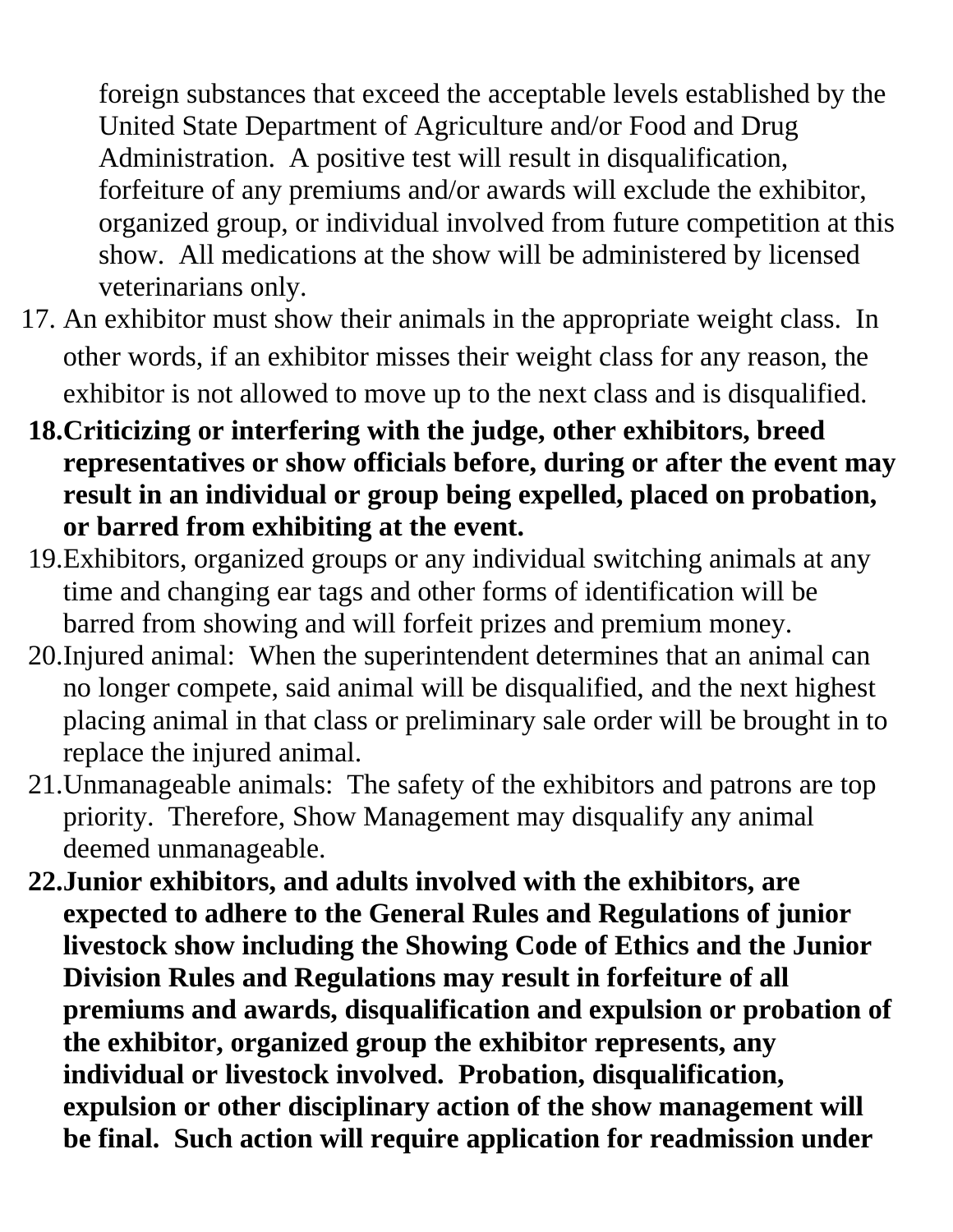foreign substances that exceed the acceptable levels established by the United State Department of Agriculture and/or Food and Drug Administration. A positive test will result in disqualification, forfeiture of any premiums and/or awards will exclude the exhibitor, organized group, or individual involved from future competition at this show. All medications at the show will be administered by licensed veterinarians only.

17. An exhibitor must show their animals in the appropriate weight class. In other words, if an exhibitor misses their weight class for any reason, the exhibitor is not allowed to move up to the next class and is disqualified.
18. **Criticizing or interfering with the judge, other exhibitors, breed representatives or show officials before, during or after the event may result in an individual or group being expelled, placed on probation, or barred from exhibiting at the event.**
19. Exhibitors, organized groups or any individual switching animals at any time and changing ear tags and other forms of identification will be barred from showing and will forfeit prizes and premium money.
20. Injured animal: When the superintendent determines that an animal can no longer compete, said animal will be disqualified, and the next highest placing animal in that class or preliminary sale order will be brought in to replace the injured animal.
21. Unmanageable animals: The safety of the exhibitors and patrons are top priority. Therefore, Show Management may disqualify any animal deemed unmanageable.
22. **Junior exhibitors, and adults involved with the exhibitors, are expected to adhere to the General Rules and Regulations of junior livestock show including the Showing Code of Ethics and the Junior Division Rules and Regulations may result in forfeiture of all premiums and awards, disqualification and expulsion or probation of the exhibitor, organized group the exhibitor represents, any individual or livestock involved. Probation, disqualification, expulsion or other disciplinary action of the show management will be final. Such action will require application for readmission under**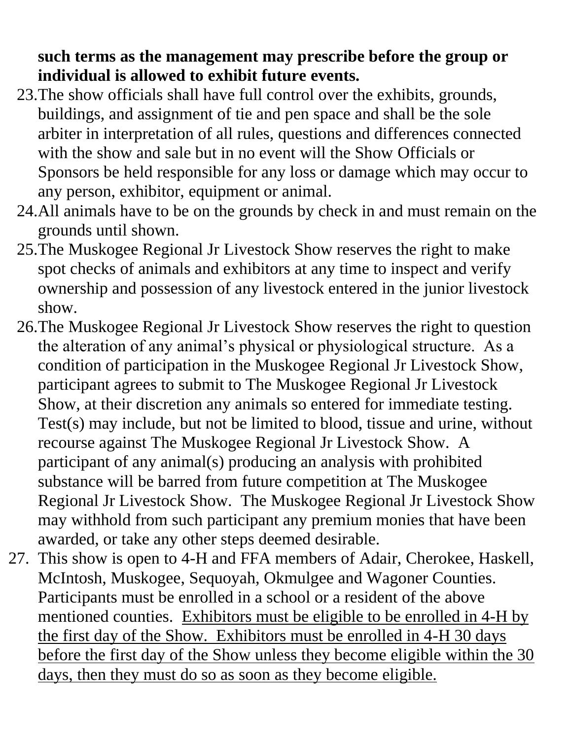**such terms as the management may prescribe before the group or individual is allowed to exhibit future events.**

23. The show officials shall have full control over the exhibits, grounds, buildings, and assignment of tie and pen space and shall be the sole arbiter in interpretation of all rules, questions and differences connected with the show and sale but in no event will the Show Officials or Sponsors be held responsible for any loss or damage which may occur to any person, exhibitor, equipment or animal.
24. All animals have to be on the grounds by check in and must remain on the grounds until shown.
25. The Muskogee Regional Jr Livestock Show reserves the right to make spot checks of animals and exhibitors at any time to inspect and verify ownership and possession of any livestock entered in the junior livestock show.
26. The Muskogee Regional Jr Livestock Show reserves the right to question the alteration of any animal's physical or physiological structure. As a condition of participation in the Muskogee Regional Jr Livestock Show, participant agrees to submit to The Muskogee Regional Jr Livestock Show, at their discretion any animals so entered for immediate testing. Test(s) may include, but not be limited to blood, tissue and urine, without recourse against The Muskogee Regional Jr Livestock Show. A participant of any animal(s) producing an analysis with prohibited substance will be barred from future competition at The Muskogee Regional Jr Livestock Show. The Muskogee Regional Jr Livestock Show may withhold from such participant any premium monies that have been awarded, or take any other steps deemed desirable.
27. This show is open to 4-H and FFA members of Adair, Cherokee, Haskell, McIntosh, Muskogee, Sequoyah, Okmulgee and Wagoner Counties. Participants must be enrolled in a school or a resident of the above mentioned counties. <u>Exhibitors must be eligible to be enrolled in 4-H by the first day of the Show. Exhibitors must be enrolled in 4-H 30 days before the first day of the Show unless they become eligible within the 30 days, then they must do so as soon as they become eligible.</u>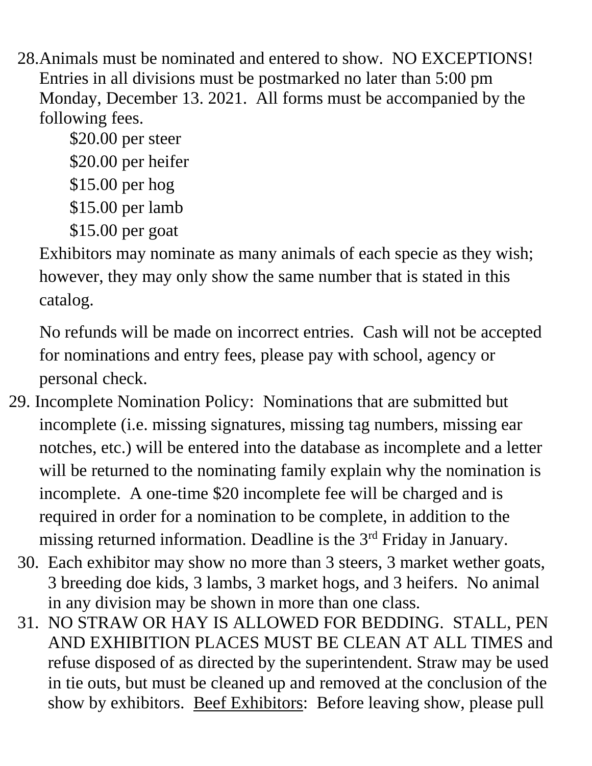28. Animals must be nominated and entered to show. NO EXCEPTIONS! Entries in all divisions must be postmarked no later than 5:00 pm Monday, December 13. 2021. All forms must be accompanied by the following fees.

    $20.00 per steer

    $20.00 per heifer

    $15.00 per hog

    $15.00 per lamb

    $15.00 per goat

    Exhibitors may nominate as many animals of each specie as they wish; however, they may only show the same number that is stated in this catalog.

    No refunds will be made on incorrect entries. Cash will not be accepted for nominations and entry fees, please pay with school, agency or personal check.

29. Incomplete Nomination Policy: Nominations that are submitted but incomplete (i.e. missing signatures, missing tag numbers, missing ear notches, etc.) will be entered into the database as incomplete and a letter will be returned to the nominating family explain why the nomination is incomplete. A one-time $20 incomplete fee will be charged and is required in order for a nomination to be complete, in addition to the missing returned information. Deadline is the 3rd Friday in January.

30. Each exhibitor may show no more than 3 steers, 3 market wether goats, 3 breeding doe kids, 3 lambs, 3 market hogs, and 3 heifers. No animal in any division may be shown in more than one class.

31. NO STRAW OR HAY IS ALLOWED FOR BEDDING. STALL, PEN AND EXHIBITION PLACES MUST BE CLEAN AT ALL TIMES and refuse disposed of as directed by the superintendent. Straw may be used in tie outs, but must be cleaned up and removed at the conclusion of the show by exhibitors. <u>Beef Exhibitors</u>: Before leaving show, please pull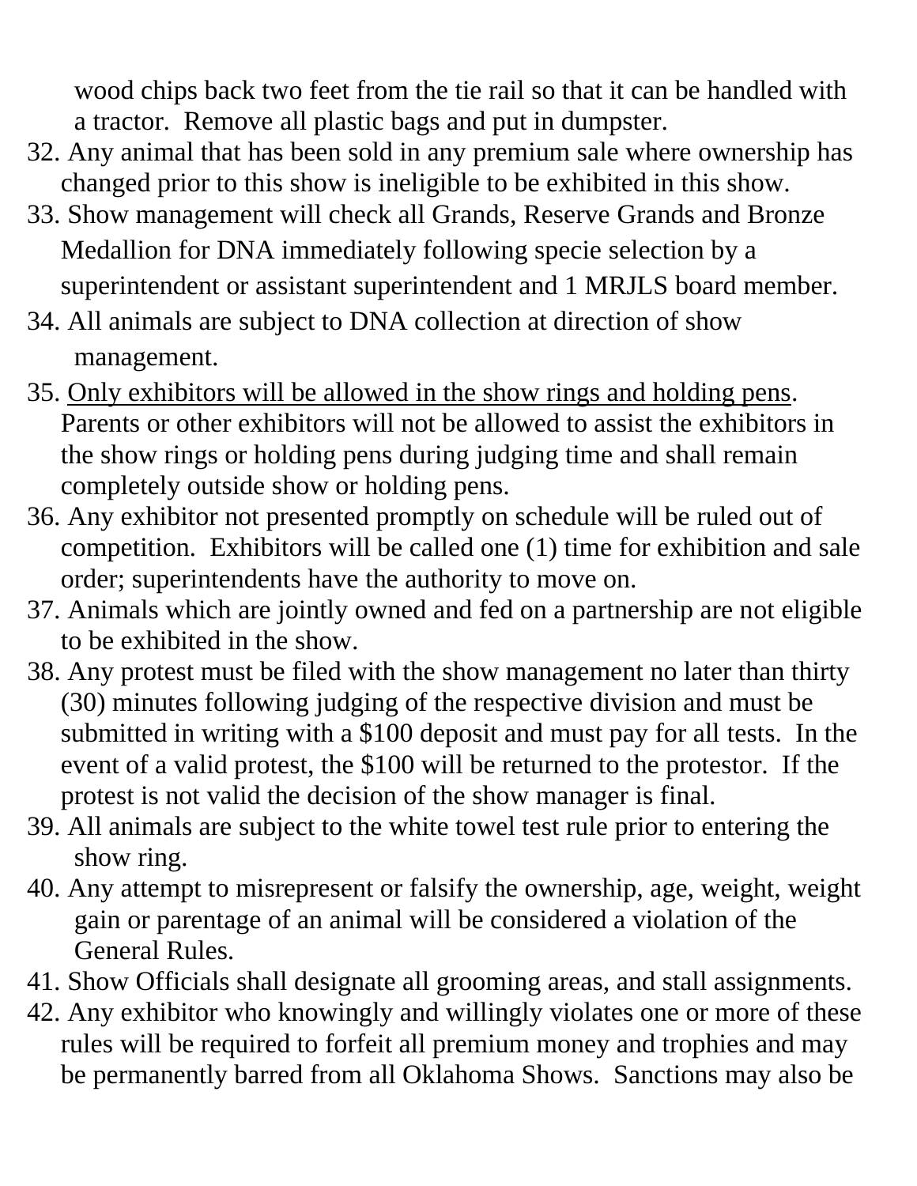wood chips back two feet from the tie rail so that it can be handled with a tractor. Remove all plastic bags and put in dumpster.

32. Any animal that has been sold in any premium sale where ownership has changed prior to this show is ineligible to be exhibited in this show.
33. Show management will check all Grands, Reserve Grands and Bronze Medallion for DNA immediately following specie selection by a superintendent or assistant superintendent and 1 MRJLS board member.
34. All animals are subject to DNA collection at direction of show management.
35. <u>Only exhibitors will be allowed in the show rings and holding pens</u>. Parents or other exhibitors will not be allowed to assist the exhibitors in the show rings or holding pens during judging time and shall remain completely outside show or holding pens.
36. Any exhibitor not presented promptly on schedule will be ruled out of competition. Exhibitors will be called one (1) time for exhibition and sale order; superintendents have the authority to move on.
37. Animals which are jointly owned and fed on a partnership are not eligible to be exhibited in the show.
38. Any protest must be filed with the show management no later than thirty (30) minutes following judging of the respective division and must be submitted in writing with a $100 deposit and must pay for all tests. In the event of a valid protest, the $100 will be returned to the protestor. If the protest is not valid the decision of the show manager is final.
39. All animals are subject to the white towel test rule prior to entering the show ring.
40. Any attempt to misrepresent or falsify the ownership, age, weight, weight gain or parentage of an animal will be considered a violation of the General Rules.
41. Show Officials shall designate all grooming areas, and stall assignments.
42. Any exhibitor who knowingly and willingly violates one or more of these rules will be required to forfeit all premium money and trophies and may be permanently barred from all Oklahoma Shows. Sanctions may also be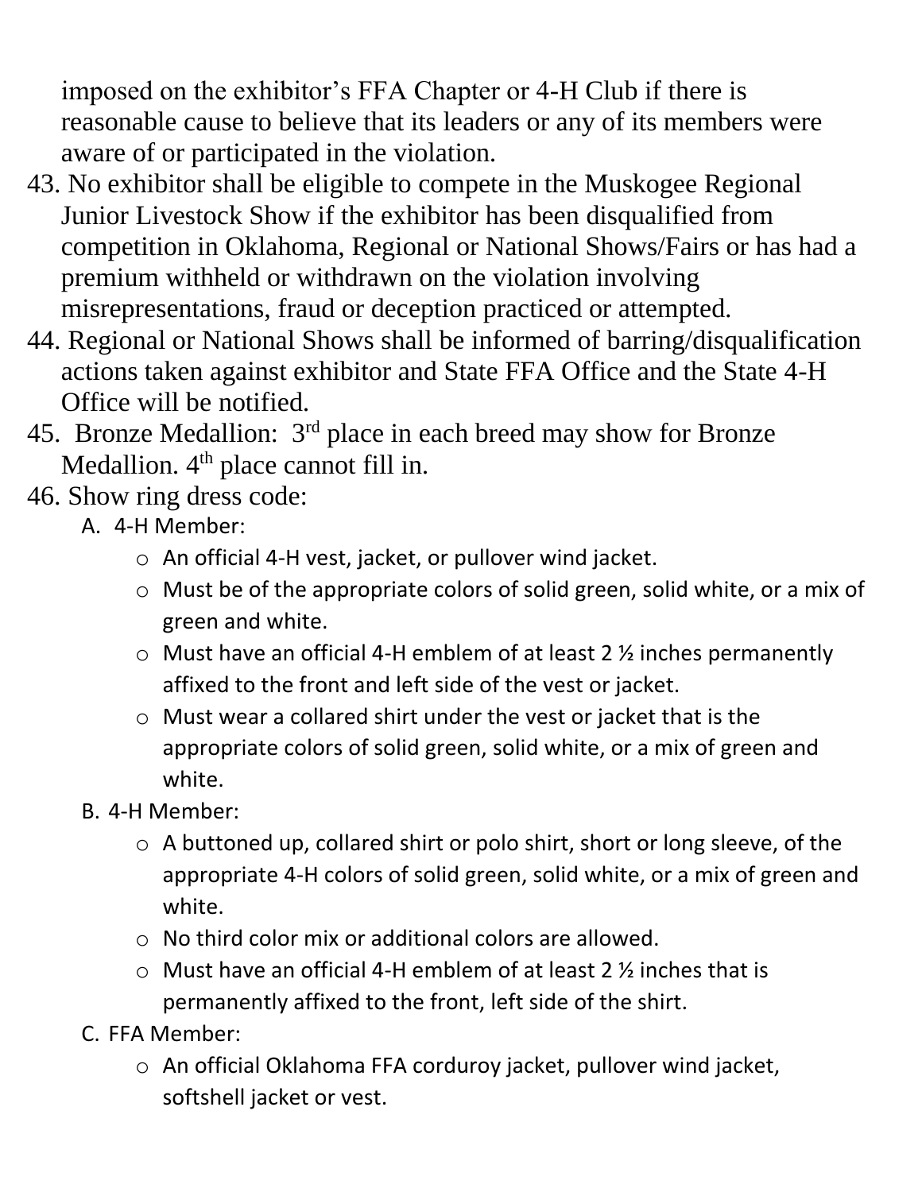imposed on the exhibitor's FFA Chapter or 4-H Club if there is reasonable cause to believe that its leaders or any of its members were aware of or participated in the violation.

43. No exhibitor shall be eligible to compete in the Muskogee Regional Junior Livestock Show if the exhibitor has been disqualified from competition in Oklahoma, Regional or National Shows/Fairs or has had a premium withheld or withdrawn on the violation involving misrepresentations, fraud or deception practiced or attempted.
44. Regional or National Shows shall be informed of barring/disqualification actions taken against exhibitor and State FFA Office and the State 4-H Office will be notified.
45. Bronze Medallion: 3rd place in each breed may show for Bronze Medallion. 4th place cannot fill in.
46. Show ring dress code:
    A. 4-H Member:
       - An official 4-H vest, jacket, or pullover wind jacket.
       - Must be of the appropriate colors of solid green, solid white, or a mix of green and white.
       - Must have an official 4-H emblem of at least 2 ½ inches permanently affixed to the front and left side of the vest or jacket.
       - Must wear a collared shirt under the vest or jacket that is the appropriate colors of solid green, solid white, or a mix of green and white.

    B. 4-H Member:
       - A buttoned up, collared shirt or polo shirt, short or long sleeve, of the appropriate 4-H colors of solid green, solid white, or a mix of green and white.
       - No third color mix or additional colors are allowed.
       - Must have an official 4-H emblem of at least 2 ½ inches that is permanently affixed to the front, left side of the shirt.

    C. FFA Member:
       - An official Oklahoma FFA corduroy jacket, pullover wind jacket, softshell jacket or vest.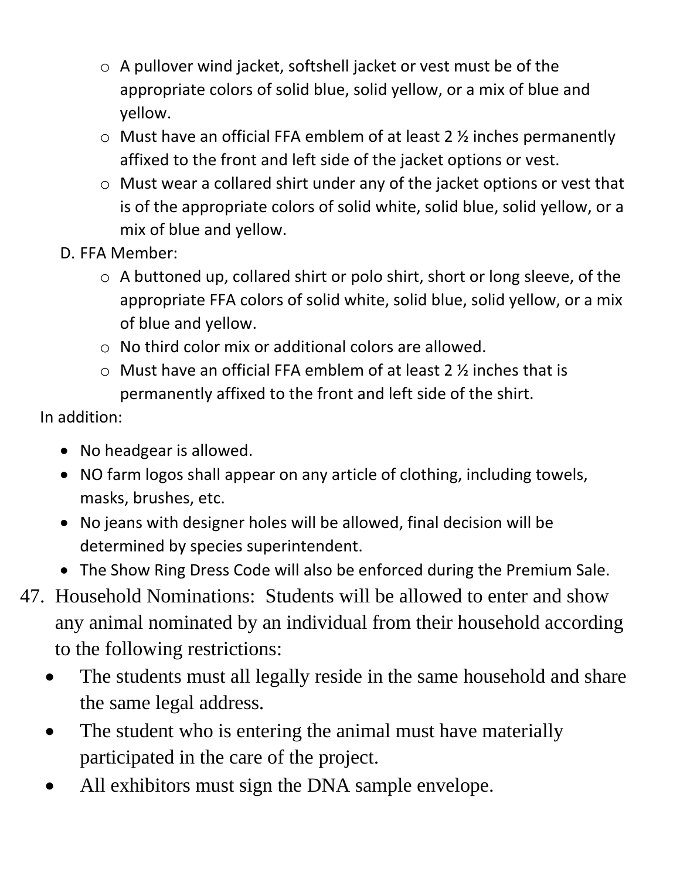- A pullover wind jacket, softshell jacket or vest must be of the appropriate colors of solid blue, solid yellow, or a mix of blue and yellow.
    - Must have an official FFA emblem of at least 2 ½ inches permanently affixed to the front and left side of the jacket options or vest.
    - Must wear a collared shirt under any of the jacket options or vest that is of the appropriate colors of solid white, solid blue, solid yellow, or a mix of blue and yellow.

D. FFA Member:
    - A buttoned up, collared shirt or polo shirt, short or long sleeve, of the appropriate FFA colors of solid white, solid blue, solid yellow, or a mix of blue and yellow.
    - No third color mix or additional colors are allowed.
    - Must have an official FFA emblem of at least 2 ½ inches that is permanently affixed to the front and left side of the shirt.

In addition:

- No headgear is allowed.
- NO farm logos shall appear on any article of clothing, including towels, masks, brushes, etc.
- No jeans with designer holes will be allowed, final decision will be determined by species superintendent.
- The Show Ring Dress Code will also be enforced during the Premium Sale.

47. Household Nominations: Students will be allowed to enter and show any animal nominated by an individual from their household according to the following restrictions:
    - The students must all legally reside in the same household and share the same legal address.
    - The student who is entering the animal must have materially participated in the care of the project.
    - All exhibitors must sign the DNA sample envelope.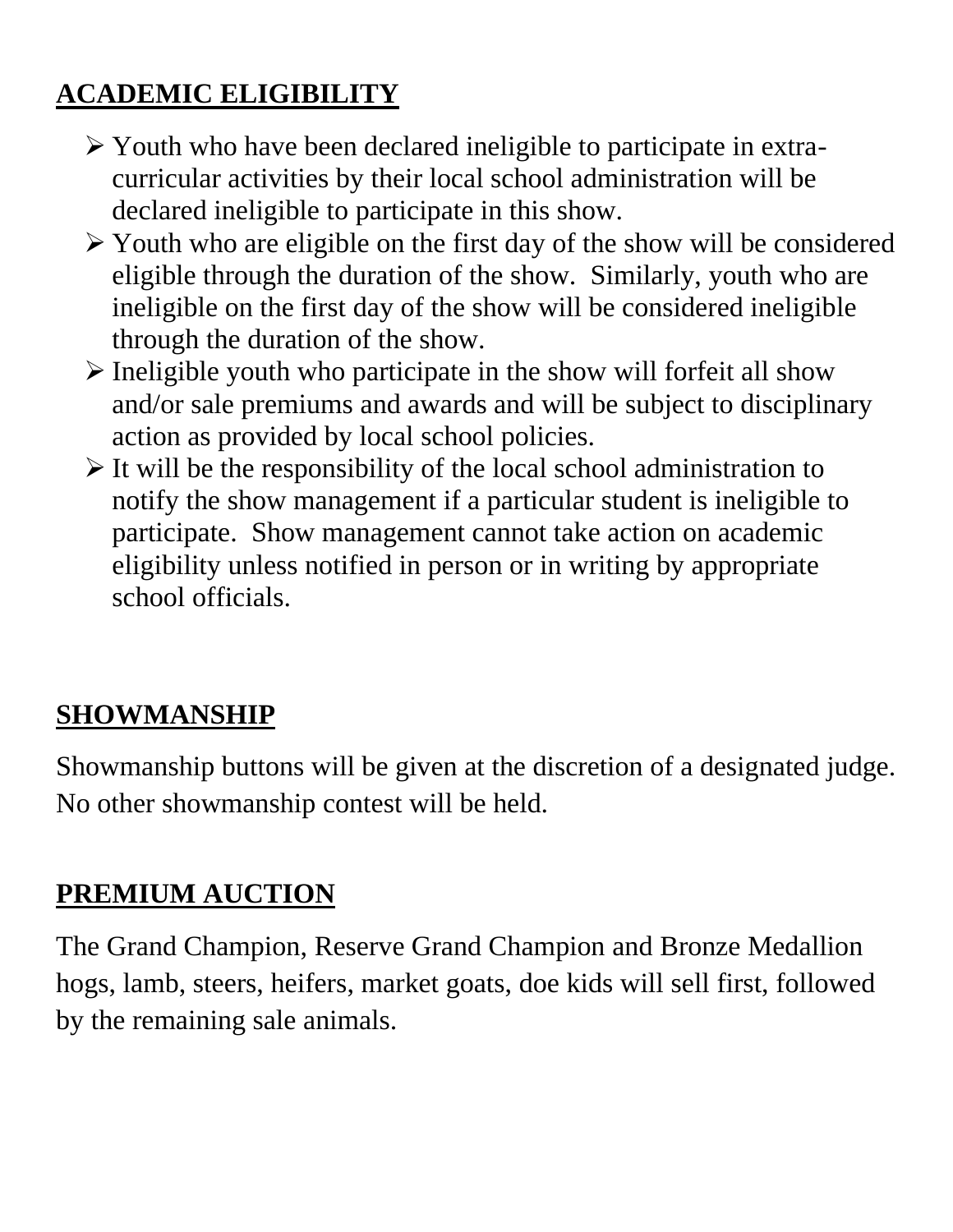## ACADEMIC ELIGIBILITY

- Youth who have been declared ineligible to participate in extra-curricular activities by their local school administration will be declared ineligible to participate in this show.
- Youth who are eligible on the first day of the show will be considered eligible through the duration of the show. Similarly, youth who are ineligible on the first day of the show will be considered ineligible through the duration of the show.
- Ineligible youth who participate in the show will forfeit all show and/or sale premiums and awards and will be subject to disciplinary action as provided by local school policies.
- It will be the responsibility of the local school administration to notify the show management if a particular student is ineligible to participate. Show management cannot take action on academic eligibility unless notified in person or in writing by appropriate school officials.

## SHOWMANSHIP

Showmanship buttons will be given at the discretion of a designated judge. No other showmanship contest will be held.

## PREMIUM AUCTION

The Grand Champion, Reserve Grand Champion and Bronze Medallion hogs, lamb, steers, heifers, market goats, doe kids will sell first, followed by the remaining sale animals.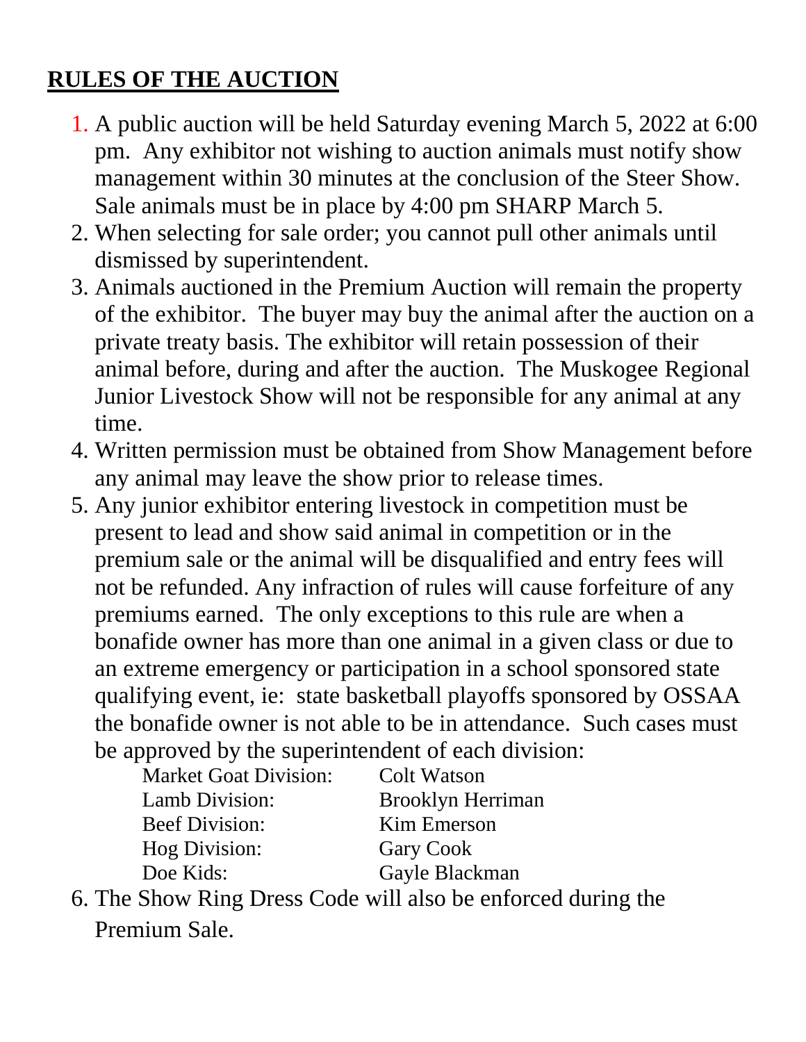## **RULES OF THE AUCTION**

1. A public auction will be held Saturday evening March 5, 2022 at 6:00 pm. Any exhibitor not wishing to auction animals must notify show management within 30 minutes at the conclusion of the Steer Show. Sale animals must be in place by 4:00 pm SHARP March 5.
2. When selecting for sale order; you cannot pull other animals until dismissed by superintendent.
3. Animals auctioned in the Premium Auction will remain the property of the exhibitor. The buyer may buy the animal after the auction on a private treaty basis. The exhibitor will retain possession of their animal before, during and after the auction. The Muskogee Regional Junior Livestock Show will not be responsible for any animal at any time.
4. Written permission must be obtained from Show Management before any animal may leave the show prior to release times.
5. Any junior exhibitor entering livestock in competition must be present to lead and show said animal in competition or in the premium sale or the animal will be disqualified and entry fees will not be refunded. Any infraction of rules will cause forfeiture of any premiums earned. The only exceptions to this rule are when a bonafide owner has more than one animal in a given class or due to an extreme emergency or participation in a school sponsored state qualifying event, ie: state basketball playoffs sponsored by OSSAA the bonafide owner is not able to be in attendance. Such cases must be approved by the superintendent of each division:

| | |
|---|---|
| Market Goat Division: | Colt Watson |
| Lamb Division: | Brooklyn Herriman |
| Beef Division: | Kim Emerson |
| Hog Division: | Gary Cook |
| Doe Kids: | Gayle Blackman |

6. The Show Ring Dress Code will also be enforced during the Premium Sale.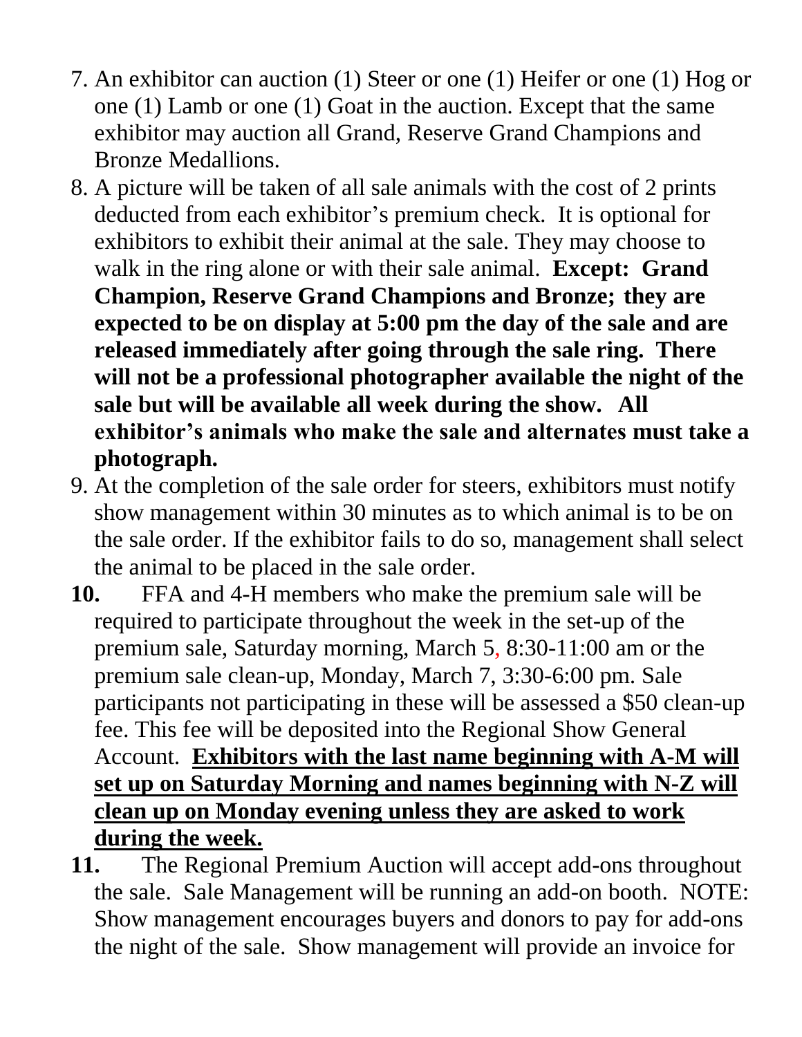7. An exhibitor can auction (1) Steer or one (1) Heifer or one (1) Hog or one (1) Lamb or one (1) Goat in the auction. Except that the same exhibitor may auction all Grand, Reserve Grand Champions and Bronze Medallions.
8. A picture will be taken of all sale animals with the cost of 2 prints deducted from each exhibitor's premium check. It is optional for exhibitors to exhibit their animal at the sale. They may choose to walk in the ring alone or with their sale animal. **Except: Grand Champion, Reserve Grand Champions and Bronze; they are expected to be on display at 5:00 pm the day of the sale and are released immediately after going through the sale ring. There will not be a professional photographer available the night of the sale but will be available all week during the show. All exhibitor's animals who make the sale and alternates must take a photograph.**
9. At the completion of the sale order for steers, exhibitors must notify show management within 30 minutes as to which animal is to be on the sale order. If the exhibitor fails to do so, management shall select the animal to be placed in the sale order.
10. FFA and 4-H members who make the premium sale will be required to participate throughout the week in the set-up of the premium sale, Saturday morning, March 5, 8:30-11:00 am or the premium sale clean-up, Monday, March 7, 3:30-6:00 pm. Sale participants not participating in these will be assessed a $50 clean-up fee. This fee will be deposited into the Regional Show General Account. <u>**Exhibitors with the last name beginning with A-M will set up on Saturday Morning and names beginning with N-Z will clean up on Monday evening unless they are asked to work during the week.**</u>
11. The Regional Premium Auction will accept add-ons throughout the sale. Sale Management will be running an add-on booth. NOTE: Show management encourages buyers and donors to pay for add-ons the night of the sale. Show management will provide an invoice for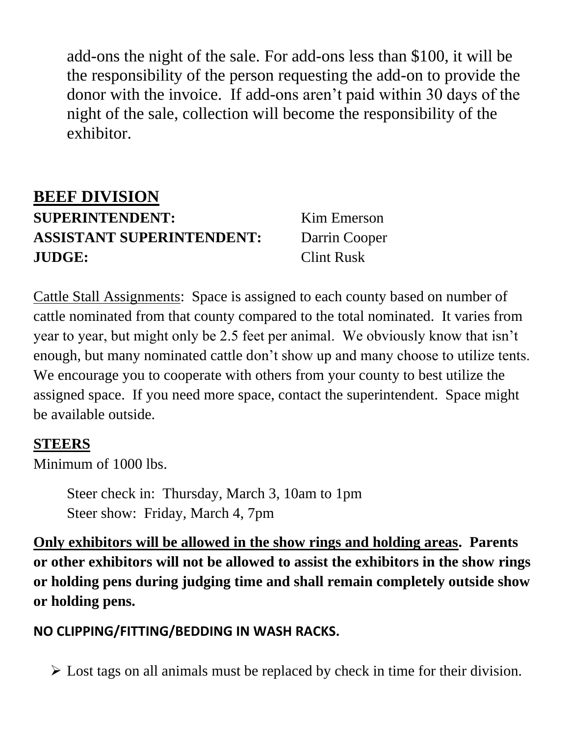add-ons the night of the sale. For add-ons less than $100, it will be the responsibility of the person requesting the add-on to provide the donor with the invoice. If add-ons aren't paid within 30 days of the night of the sale, collection will become the responsibility of the exhibitor.

## BEEF DIVISION

**SUPERINTENDENT:** Kim Emerson
**ASSISTANT SUPERINTENDENT:** Darrin Cooper
**JUDGE:** Clint Rusk

Cattle Stall Assignments: Space is assigned to each county based on number of cattle nominated from that county compared to the total nominated. It varies from year to year, but might only be 2.5 feet per animal. We obviously know that isn't enough, but many nominated cattle don't show up and many choose to utilize tents. We encourage you to cooperate with others from your county to best utilize the assigned space. If you need more space, contact the superintendent. Space might be available outside.

### STEERS

Minimum of 1000 lbs.

Steer check in: Thursday, March 3, 10am to 1pm
Steer show: Friday, March 4, 7pm

**Only exhibitors will be allowed in the show rings and holding areas. Parents or other exhibitors will not be allowed to assist the exhibitors in the show rings or holding pens during judging time and shall remain completely outside show or holding pens.**

**NO CLIPPING/FITTING/BEDDING IN WASH RACKS.**

- Lost tags on all animals must be replaced by check in time for their division.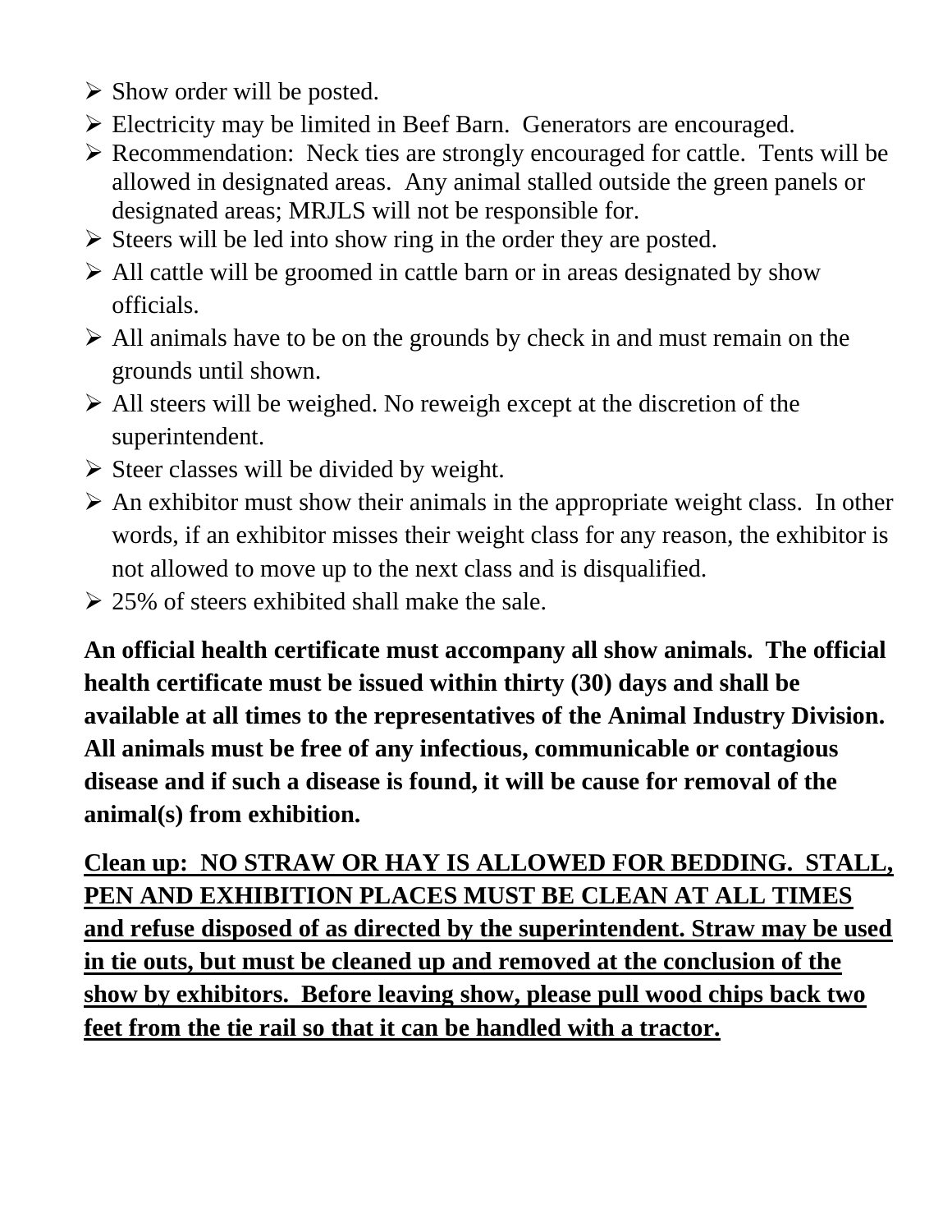- Show order will be posted.
- Electricity may be limited in Beef Barn.  Generators are encouraged.
- Recommendation:  Neck ties are strongly encouraged for cattle.  Tents will be allowed in designated areas.  Any animal stalled outside the green panels or designated areas; MRJLS will not be responsible for.
- Steers will be led into show ring in the order they are posted.
- All cattle will be groomed in cattle barn or in areas designated by show officials.
- All animals have to be on the grounds by check in and must remain on the grounds until shown.
- All steers will be weighed. No reweigh except at the discretion of the superintendent.
- Steer classes will be divided by weight.
- An exhibitor must show their animals in the appropriate weight class.  In other words, if an exhibitor misses their weight class for any reason, the exhibitor is not allowed to move up to the next class and is disqualified.
- 25% of steers exhibited shall make the sale.

**An official health certificate must accompany all show animals.  The official health certificate must be issued within thirty (30) days and shall be available at all times to the representatives of the Animal Industry Division.  All animals must be free of any infectious, communicable or contagious disease and if such a disease is found, it will be cause for removal of the animal(s) from exhibition.**

<u>**Clean up:  NO STRAW OR HAY IS ALLOWED FOR BEDDING.  STALL, PEN AND EXHIBITION PLACES MUST BE CLEAN AT ALL TIMES and refuse disposed of as directed by the superintendent. Straw may be used in tie outs, but must be cleaned up and removed at the conclusion of the show by exhibitors.  Before leaving show, please pull wood chips back two feet from the tie rail so that it can be handled with a tractor.**</u>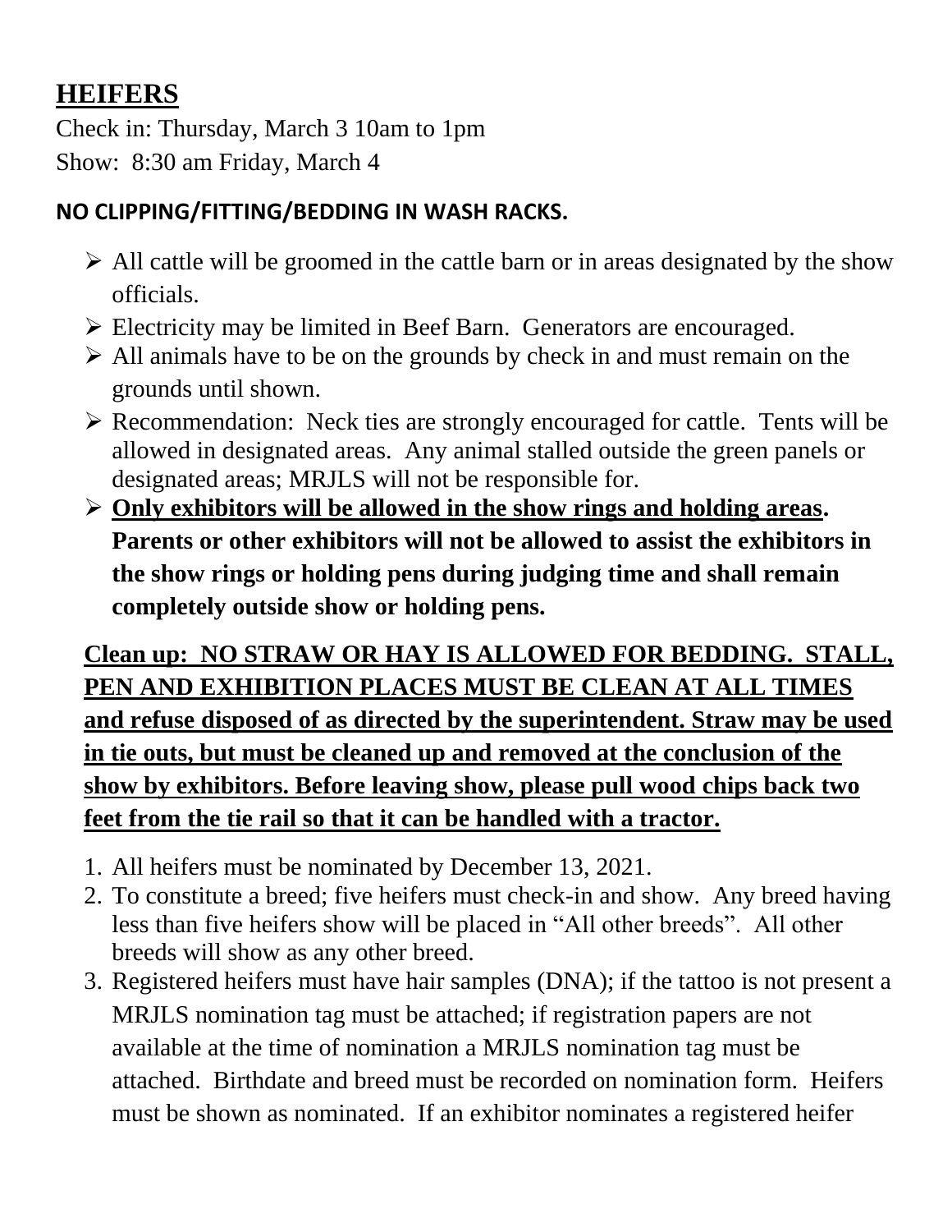## HEIFERS

Check in: Thursday, March 3 10am to 1pm
Show: 8:30 am Friday, March 4

**NO CLIPPING/FITTING/BEDDING IN WASH RACKS.**

- All cattle will be groomed in the cattle barn or in areas designated by the show officials.
- Electricity may be limited in Beef Barn. Generators are encouraged.
- All animals have to be on the grounds by check in and must remain on the grounds until shown.
- Recommendation: Neck ties are strongly encouraged for cattle. Tents will be allowed in designated areas. Any animal stalled outside the green panels or designated areas; MRJLS will not be responsible for.
- **Only exhibitors will be allowed in the show rings and holding areas. Parents or other exhibitors will not be allowed to assist the exhibitors in the show rings or holding pens during judging time and shall remain completely outside show or holding pens.**

**Clean up: NO STRAW OR HAY IS ALLOWED FOR BEDDING. STALL, PEN AND EXHIBITION PLACES MUST BE CLEAN AT ALL TIMES and refuse disposed of as directed by the superintendent. Straw may be used in tie outs, but must be cleaned up and removed at the conclusion of the show by exhibitors. Before leaving show, please pull wood chips back two feet from the tie rail so that it can be handled with a tractor.**

1. All heifers must be nominated by December 13, 2021.
2. To constitute a breed; five heifers must check-in and show. Any breed having less than five heifers show will be placed in "All other breeds". All other breeds will show as any other breed.
3. Registered heifers must have hair samples (DNA); if the tattoo is not present a MRJLS nomination tag must be attached; if registration papers are not available at the time of nomination a MRJLS nomination tag must be attached. Birthdate and breed must be recorded on nomination form. Heifers must be shown as nominated. If an exhibitor nominates a registered heifer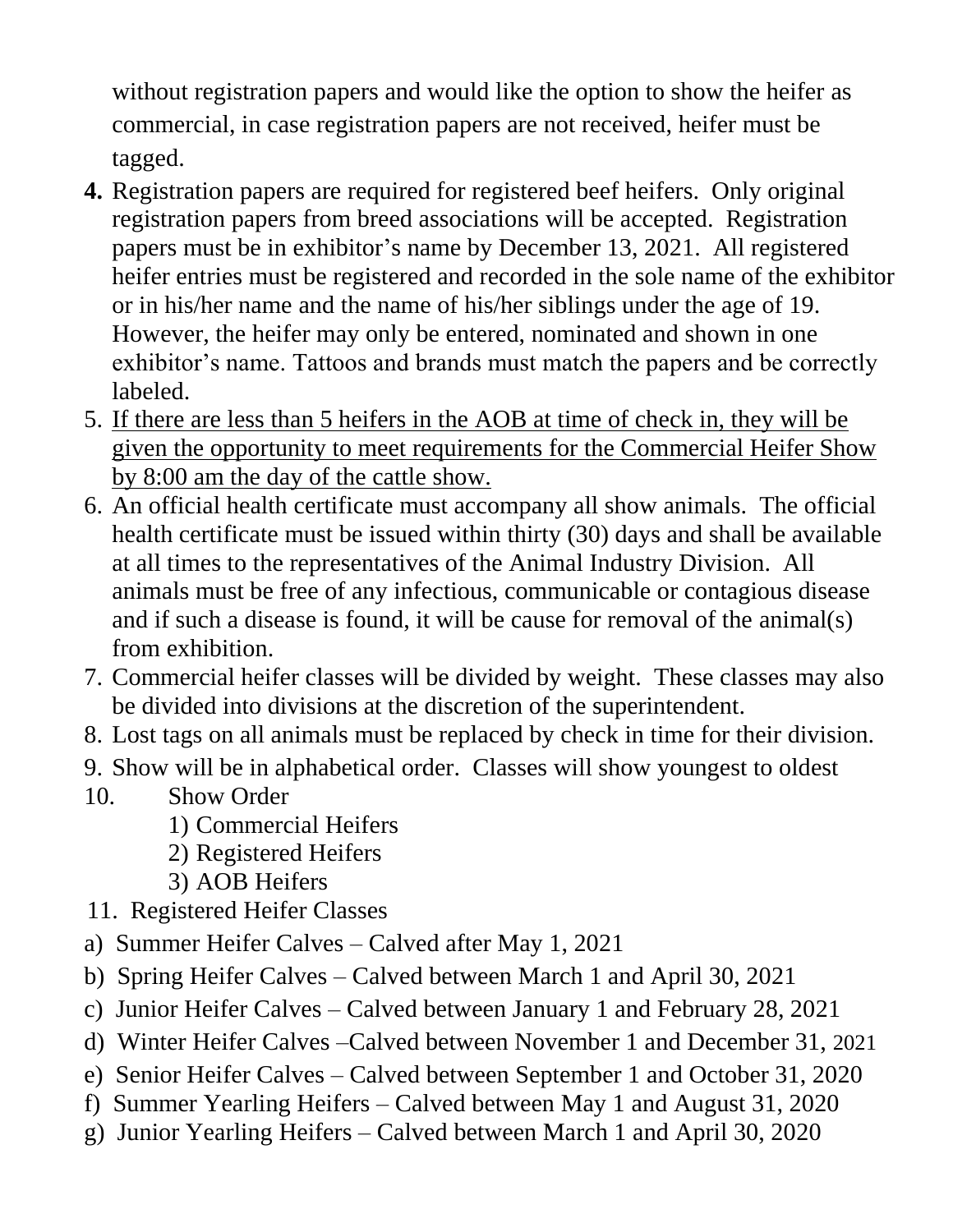without registration papers and would like the option to show the heifer as commercial, in case registration papers are not received, heifer must be tagged.

4. Registration papers are required for registered beef heifers. Only original registration papers from breed associations will be accepted. Registration papers must be in exhibitor's name by December 13, 2021. All registered heifer entries must be registered and recorded in the sole name of the exhibitor or in his/her name and the name of his/her siblings under the age of 19. However, the heifer may only be entered, nominated and shown in one exhibitor's name. Tattoos and brands must match the papers and be correctly labeled.
5. <u>If there are less than 5 heifers in the AOB at time of check in, they will be given the opportunity to meet requirements for the Commercial Heifer Show by 8:00 am the day of the cattle show.</u>
6. An official health certificate must accompany all show animals. The official health certificate must be issued within thirty (30) days and shall be available at all times to the representatives of the Animal Industry Division. All animals must be free of any infectious, communicable or contagious disease and if such a disease is found, it will be cause for removal of the animal(s) from exhibition.
7. Commercial heifer classes will be divided by weight. These classes may also be divided into divisions at the discretion of the superintendent.
8. Lost tags on all animals must be replaced by check in time for their division.
9. Show will be in alphabetical order. Classes will show youngest to oldest
10. Show Order
    1) Commercial Heifers
    2) Registered Heifers
    3) AOB Heifers
11. Registered Heifer Classes

a) Summer Heifer Calves – Calved after May 1, 2021
b) Spring Heifer Calves – Calved between March 1 and April 30, 2021
c) Junior Heifer Calves – Calved between January 1 and February 28, 2021
d) Winter Heifer Calves –Calved between November 1 and December 31, 2021
e) Senior Heifer Calves – Calved between September 1 and October 31, 2020
f) Summer Yearling Heifers – Calved between May 1 and August 31, 2020
g) Junior Yearling Heifers – Calved between March 1 and April 30, 2020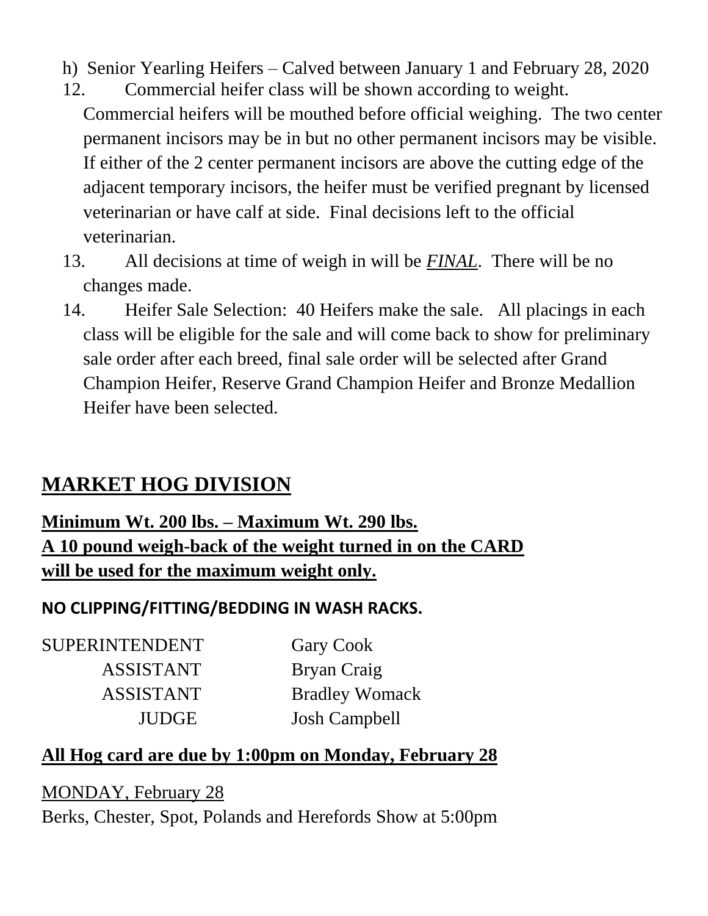h) Senior Yearling Heifers – Calved between January 1 and February 28, 2020

12. Commercial heifer class will be shown according to weight. Commercial heifers will be mouthed before official weighing. The two center permanent incisors may be in but no other permanent incisors may be visible. If either of the 2 center permanent incisors are above the cutting edge of the adjacent temporary incisors, the heifer must be verified pregnant by licensed veterinarian or have calf at side. Final decisions left to the official veterinarian.
13. All decisions at time of weigh in will be ***FINAL***. There will be no changes made.
14. Heifer Sale Selection: 40 Heifers make the sale. All placings in each class will be eligible for the sale and will come back to show for preliminary sale order after each breed, final sale order will be selected after Grand Champion Heifer, Reserve Grand Champion Heifer and Bronze Medallion Heifer have been selected.

## MARKET HOG DIVISION

**Minimum Wt. 200 lbs. – Maximum Wt. 290 lbs.**
**A 10 pound weigh-back of the weight turned in on the CARD will be used for the maximum weight only.**

**NO CLIPPING/FITTING/BEDDING IN WASH RACKS.**

| | |
|---|---|
| SUPERINTENDENT | Gary Cook |
| ASSISTANT | Bryan Craig |
| ASSISTANT | Bradley Womack |
| JUDGE | Josh Campbell |

**All Hog card are due by 1:00pm on Monday, February 28**

MONDAY, February 28

Berks, Chester, Spot, Polands and Herefords Show at 5:00pm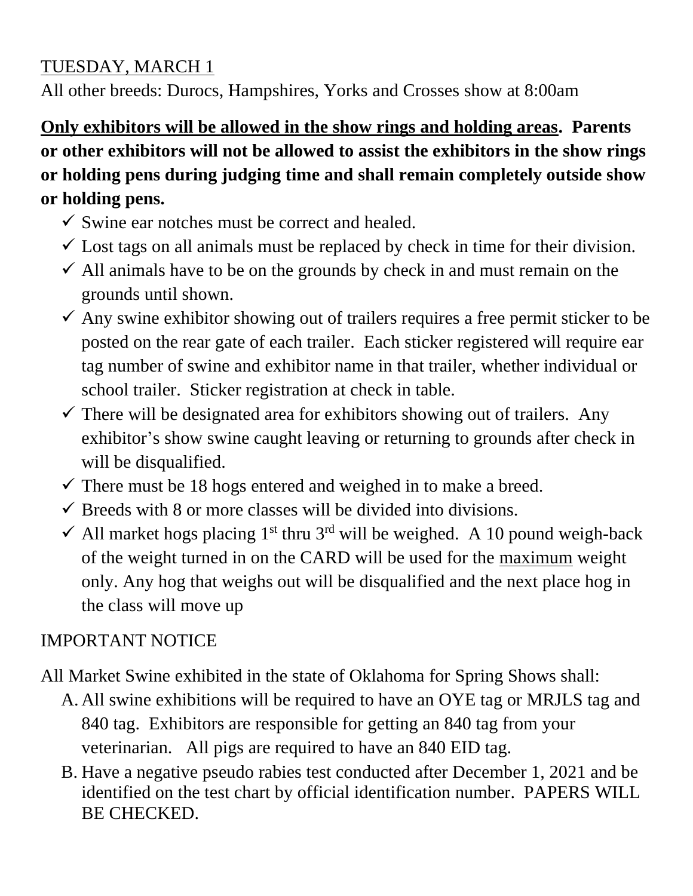TUESDAY, MARCH 1

All other breeds: Durocs, Hampshires, Yorks and Crosses show at 8:00am

**Only exhibitors will be allowed in the show rings and holding areas. Parents or other exhibitors will not be allowed to assist the exhibitors in the show rings or holding pens during judging time and shall remain completely outside show or holding pens.**

- ✓ Swine ear notches must be correct and healed.
- ✓ Lost tags on all animals must be replaced by check in time for their division.
- ✓ All animals have to be on the grounds by check in and must remain on the grounds until shown.
- ✓ Any swine exhibitor showing out of trailers requires a free permit sticker to be posted on the rear gate of each trailer. Each sticker registered will require ear tag number of swine and exhibitor name in that trailer, whether individual or school trailer. Sticker registration at check in table.
- ✓ There will be designated area for exhibitors showing out of trailers. Any exhibitor's show swine caught leaving or returning to grounds after check in will be disqualified.
- ✓ There must be 18 hogs entered and weighed in to make a breed.
- ✓ Breeds with 8 or more classes will be divided into divisions.
- ✓ All market hogs placing 1st thru 3rd will be weighed. A 10 pound weigh-back of the weight turned in on the CARD will be used for the maximum weight only. Any hog that weighs out will be disqualified and the next place hog in the class will move up

IMPORTANT NOTICE

All Market Swine exhibited in the state of Oklahoma for Spring Shows shall:

A. All swine exhibitions will be required to have an OYE tag or MRJLS tag and 840 tag. Exhibitors are responsible for getting an 840 tag from your veterinarian. All pigs are required to have an 840 EID tag.
B. Have a negative pseudo rabies test conducted after December 1, 2021 and be identified on the test chart by official identification number. PAPERS WILL BE CHECKED.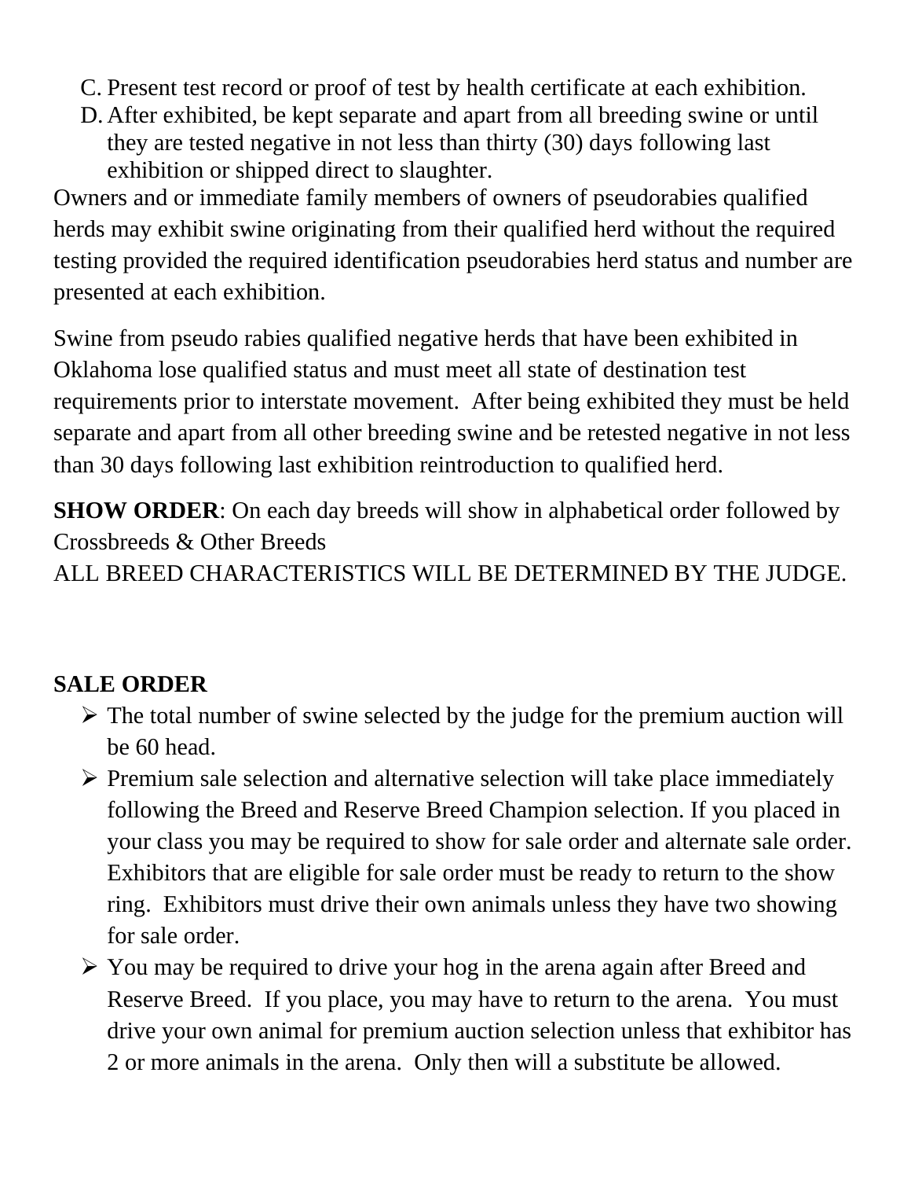C. Present test record or proof of test by health certificate at each exhibition.
D. After exhibited, be kept separate and apart from all breeding swine or until they are tested negative in not less than thirty (30) days following last exhibition or shipped direct to slaughter.

Owners and or immediate family members of owners of pseudorabies qualified herds may exhibit swine originating from their qualified herd without the required testing provided the required identification pseudorabies herd status and number are presented at each exhibition.

Swine from pseudo rabies qualified negative herds that have been exhibited in Oklahoma lose qualified status and must meet all state of destination test requirements prior to interstate movement.  After being exhibited they must be held separate and apart from all other breeding swine and be retested negative in not less than 30 days following last exhibition reintroduction to qualified herd.

**SHOW ORDER**: On each day breeds will show in alphabetical order followed by Crossbreeds & Other Breeds
ALL BREED CHARACTERISTICS WILL BE DETERMINED BY THE JUDGE.

**SALE ORDER**

- The total number of swine selected by the judge for the premium auction will be 60 head.
- Premium sale selection and alternative selection will take place immediately following the Breed and Reserve Breed Champion selection. If you placed in your class you may be required to show for sale order and alternate sale order. Exhibitors that are eligible for sale order must be ready to return to the show ring.  Exhibitors must drive their own animals unless they have two showing for sale order.
- You may be required to drive your hog in the arena again after Breed and Reserve Breed.  If you place, you may have to return to the arena.  You must drive your own animal for premium auction selection unless that exhibitor has 2 or more animals in the arena.  Only then will a substitute be allowed.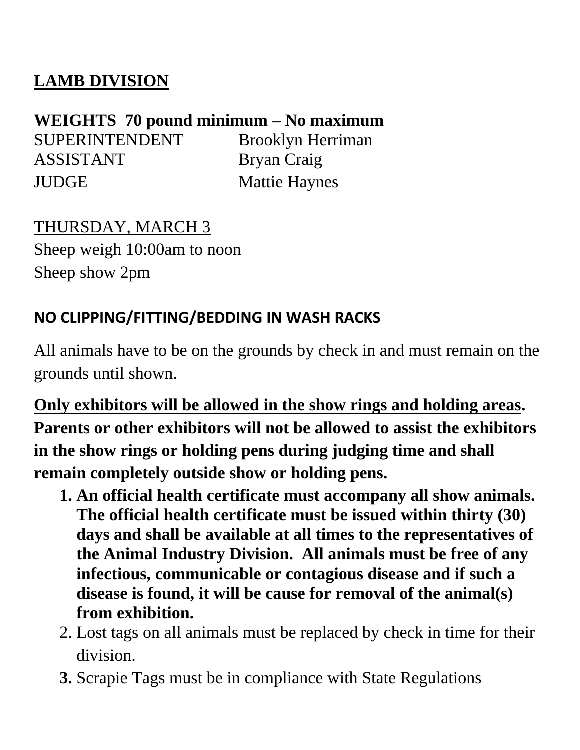## LAMB DIVISION

**WEIGHTS 70 pound minimum – No maximum**

SUPERINTENDENT Brooklyn Herriman
ASSISTANT Bryan Craig
JUDGE Mattie Haynes

THURSDAY, MARCH 3
Sheep weigh 10:00am to noon
Sheep show 2pm

**NO CLIPPING/FITTING/BEDDING IN WASH RACKS**

All animals have to be on the grounds by check in and must remain on the grounds until shown.

**Only exhibitors will be allowed in the show rings and holding areas. Parents or other exhibitors will not be allowed to assist the exhibitors in the show rings or holding pens during judging time and shall remain completely outside show or holding pens.**

1. **An official health certificate must accompany all show animals. The official health certificate must be issued within thirty (30) days and shall be available at all times to the representatives of the Animal Industry Division. All animals must be free of any infectious, communicable or contagious disease and if such a disease is found, it will be cause for removal of the animal(s) from exhibition.**
2. Lost tags on all animals must be replaced by check in time for their division.
3. Scrapie Tags must be in compliance with State Regulations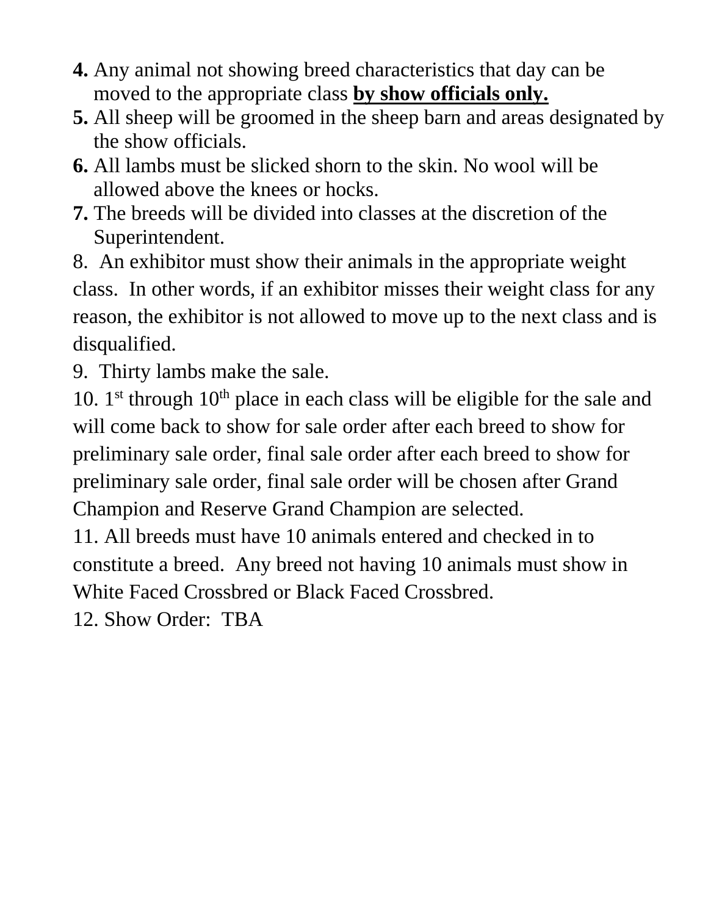**4.** Any animal not showing breed characteristics that day can be moved to the appropriate class **by show officials only.**

**5.** All sheep will be groomed in the sheep barn and areas designated by the show officials.

**6.** All lambs must be slicked shorn to the skin. No wool will be allowed above the knees or hocks.

**7.** The breeds will be divided into classes at the discretion of the Superintendent.

8. An exhibitor must show their animals in the appropriate weight class. In other words, if an exhibitor misses their weight class for any reason, the exhibitor is not allowed to move up to the next class and is disqualified.

9. Thirty lambs make the sale.

10. 1st through 10th place in each class will be eligible for the sale and will come back to show for sale order after each breed to show for preliminary sale order, final sale order after each breed to show for preliminary sale order, final sale order will be chosen after Grand Champion and Reserve Grand Champion are selected.

11. All breeds must have 10 animals entered and checked in to constitute a breed. Any breed not having 10 animals must show in White Faced Crossbred or Black Faced Crossbred.

12. Show Order: TBA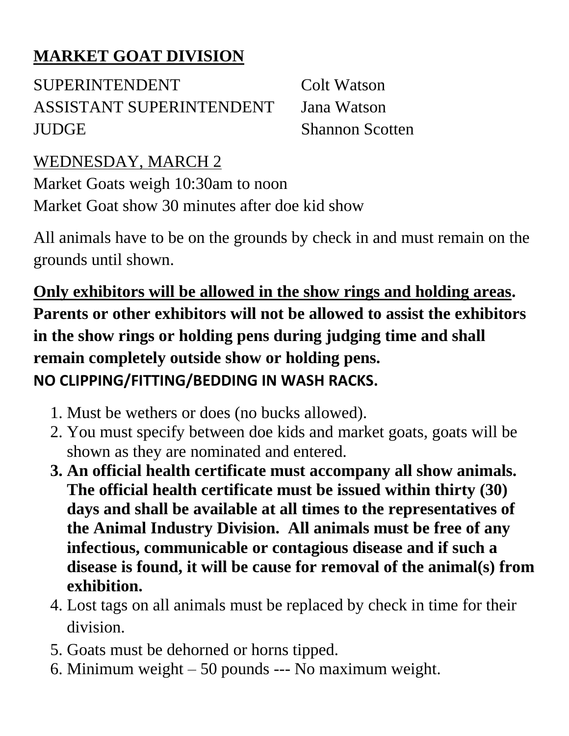## MARKET GOAT DIVISION

SUPERINTENDENT Colt Watson
ASSISTANT SUPERINTENDENT Jana Watson
JUDGE Shannon Scotten

WEDNESDAY, MARCH 2
Market Goats weigh 10:30am to noon
Market Goat show 30 minutes after doe kid show

All animals have to be on the grounds by check in and must remain on the grounds until shown.

**Only exhibitors will be allowed in the show rings and holding areas. Parents or other exhibitors will not be allowed to assist the exhibitors in the show rings or holding pens during judging time and shall remain completely outside show or holding pens.**
**NO CLIPPING/FITTING/BEDDING IN WASH RACKS.**

1. Must be wethers or does (no bucks allowed).
2. You must specify between doe kids and market goats, goats will be shown as they are nominated and entered.
3. **An official health certificate must accompany all show animals. The official health certificate must be issued within thirty (30) days and shall be available at all times to the representatives of the Animal Industry Division. All animals must be free of any infectious, communicable or contagious disease and if such a disease is found, it will be cause for removal of the animal(s) from exhibition.**
4. Lost tags on all animals must be replaced by check in time for their division.
5. Goats must be dehorned or horns tipped.
6. Minimum weight – 50 pounds --- No maximum weight.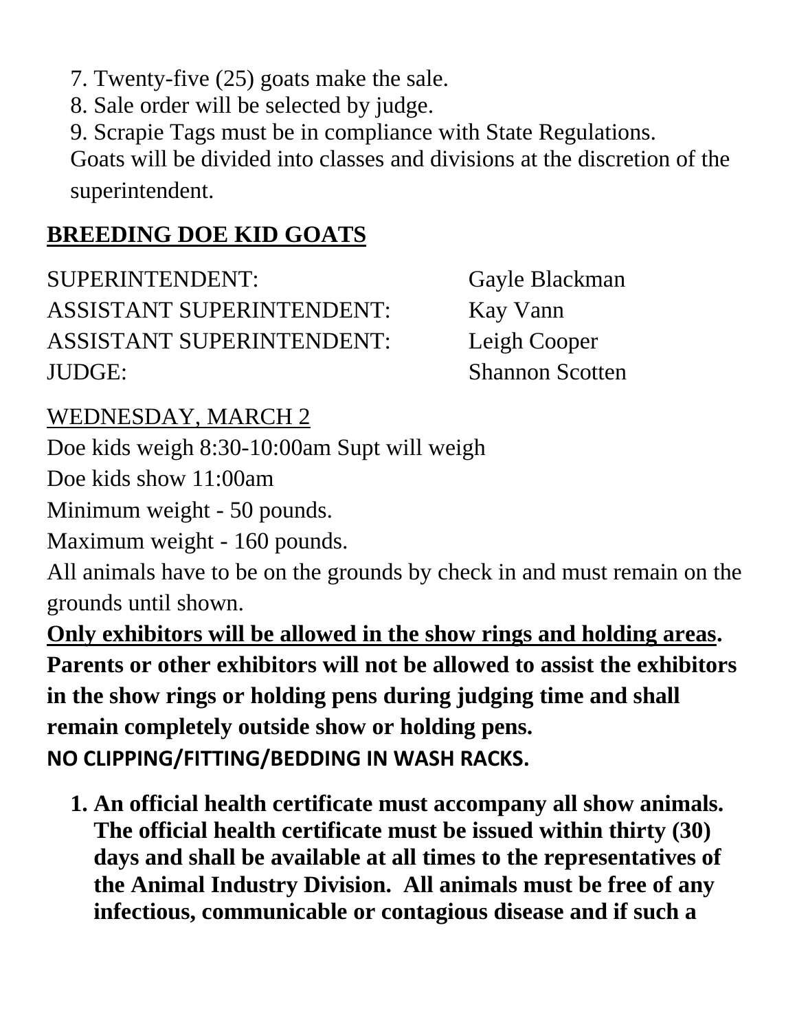7. Twenty-five (25) goats make the sale.
8. Sale order will be selected by judge.
9. Scrapie Tags must be in compliance with State Regulations.

Goats will be divided into classes and divisions at the discretion of the superintendent.

## BREEDING DOE KID GOATS

| | |
|---|---|
| SUPERINTENDENT: | Gayle Blackman |
| ASSISTANT SUPERINTENDENT: | Kay Vann |
| ASSISTANT SUPERINTENDENT: | Leigh Cooper |
| JUDGE: | Shannon Scotten |

WEDNESDAY, MARCH 2

Doe kids weigh 8:30-10:00am Supt will weigh

Doe kids show 11:00am

Minimum weight - 50 pounds.

Maximum weight - 160 pounds.

All animals have to be on the grounds by check in and must remain on the grounds until shown.

**Only exhibitors will be allowed in the show rings and holding areas. Parents or other exhibitors will not be allowed to assist the exhibitors in the show rings or holding pens during judging time and shall remain completely outside show or holding pens.**

**NO CLIPPING/FITTING/BEDDING IN WASH RACKS.**

1. **An official health certificate must accompany all show animals. The official health certificate must be issued within thirty (30) days and shall be available at all times to the representatives of the Animal Industry Division. All animals must be free of any infectious, communicable or contagious disease and if such a**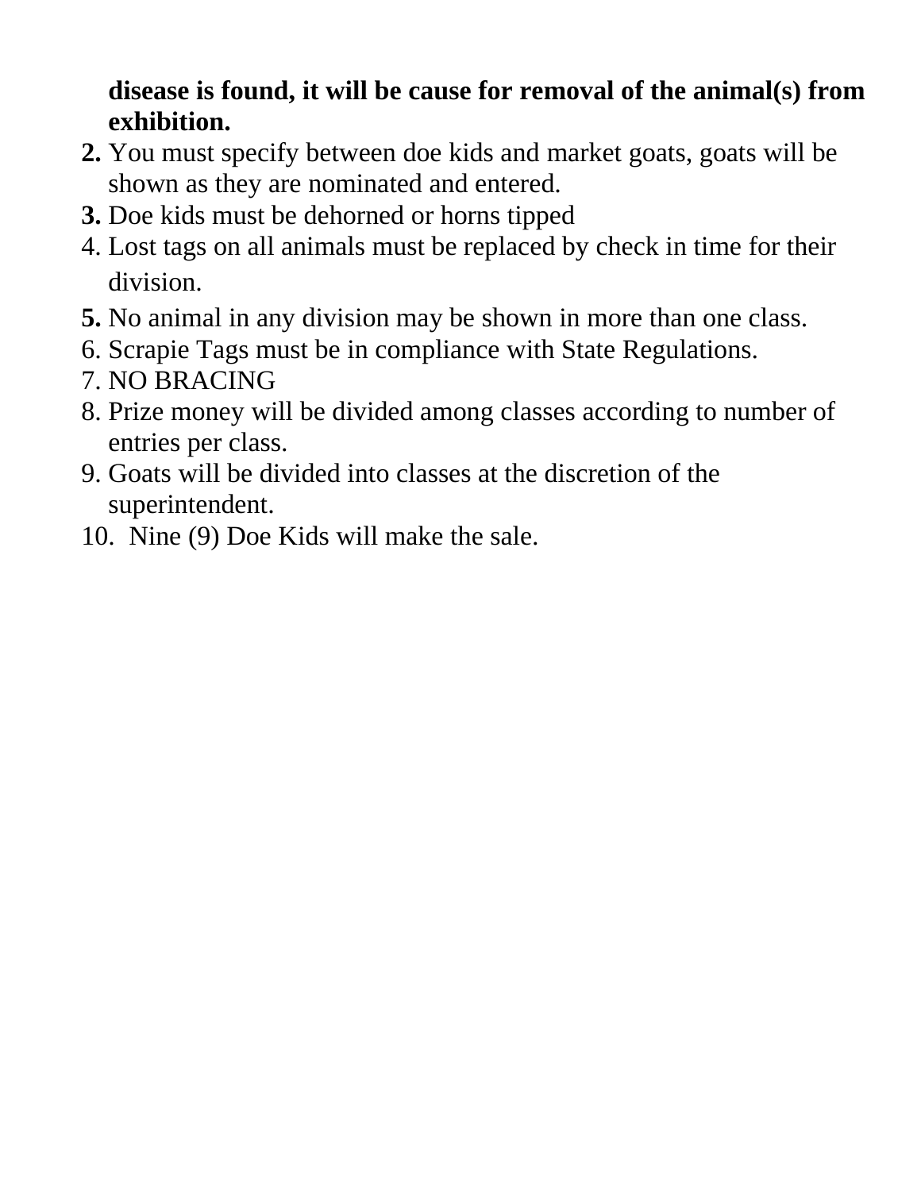**disease is found, it will be cause for removal of the animal(s) from exhibition.**

2. You must specify between doe kids and market goats, goats will be shown as they are nominated and entered.
3. Doe kids must be dehorned or horns tipped
4. Lost tags on all animals must be replaced by check in time for their division.
5. No animal in any division may be shown in more than one class.
6. Scrapie Tags must be in compliance with State Regulations.
7. NO BRACING
8. Prize money will be divided among classes according to number of entries per class.
9. Goats will be divided into classes at the discretion of the superintendent.
10. Nine (9) Doe Kids will make the sale.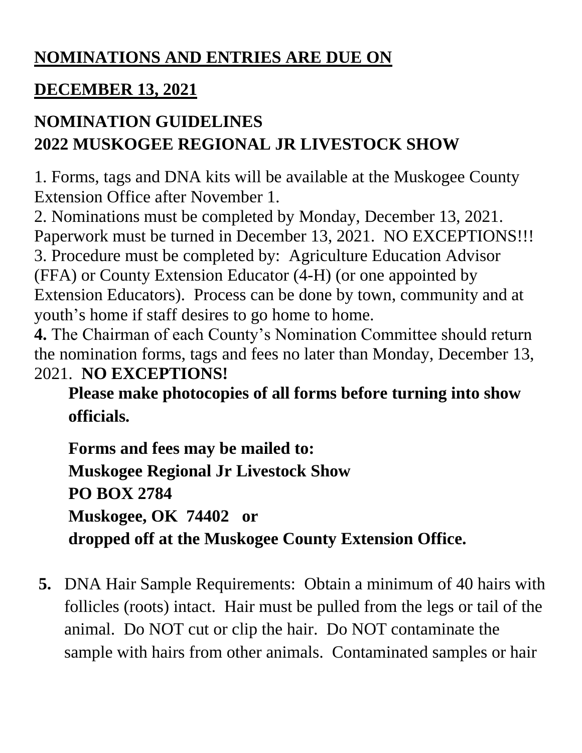**<u>NOMINATIONS AND ENTRIES ARE DUE ON</u>**

**<u>DECEMBER 13, 2021</u>**

## NOMINATION GUIDELINES
## 2022 MUSKOGEE REGIONAL JR LIVESTOCK SHOW

1. Forms, tags and DNA kits will be available at the Muskogee County Extension Office after November 1.
2. Nominations must be completed by Monday, December 13, 2021. Paperwork must be turned in December 13, 2021. NO EXCEPTIONS!!!
3. Procedure must be completed by: Agriculture Education Advisor (FFA) or County Extension Educator (4-H) (or one appointed by Extension Educators). Process can be done by town, community and at youth's home if staff desires to go home to home.
4. The Chairman of each County's Nomination Committee should return the nomination forms, tags and fees no later than Monday, December 13, 2021. **NO EXCEPTIONS!**

**Please make photocopies of all forms before turning into show officials.**

**Forms and fees may be mailed to:**
**Muskogee Regional Jr Livestock Show**
**PO BOX 2784**
**Muskogee, OK 74402 or**
**dropped off at the Muskogee County Extension Office.**

5. DNA Hair Sample Requirements: Obtain a minimum of 40 hairs with follicles (roots) intact. Hair must be pulled from the legs or tail of the animal. Do NOT cut or clip the hair. Do NOT contaminate the sample with hairs from other animals. Contaminated samples or hair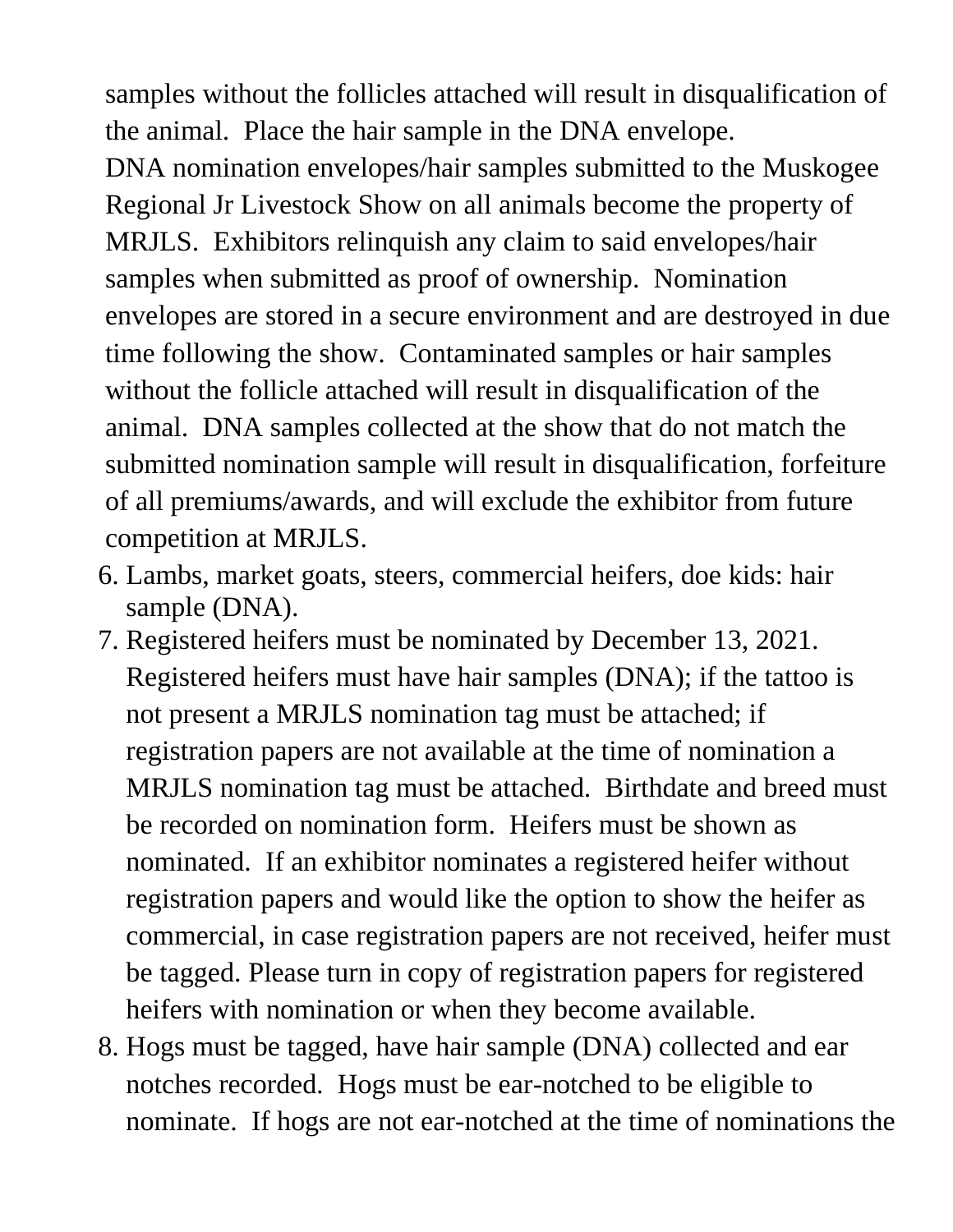samples without the follicles attached will result in disqualification of the animal. Place the hair sample in the DNA envelope.
DNA nomination envelopes/hair samples submitted to the Muskogee Regional Jr Livestock Show on all animals become the property of MRJLS. Exhibitors relinquish any claim to said envelopes/hair samples when submitted as proof of ownership. Nomination envelopes are stored in a secure environment and are destroyed in due time following the show. Contaminated samples or hair samples without the follicle attached will result in disqualification of the animal. DNA samples collected at the show that do not match the submitted nomination sample will result in disqualification, forfeiture of all premiums/awards, and will exclude the exhibitor from future competition at MRJLS.

6. Lambs, market goats, steers, commercial heifers, doe kids: hair sample (DNA).
7. Registered heifers must be nominated by December 13, 2021. Registered heifers must have hair samples (DNA); if the tattoo is not present a MRJLS nomination tag must be attached; if registration papers are not available at the time of nomination a MRJLS nomination tag must be attached. Birthdate and breed must be recorded on nomination form. Heifers must be shown as nominated. If an exhibitor nominates a registered heifer without registration papers and would like the option to show the heifer as commercial, in case registration papers are not received, heifer must be tagged. Please turn in copy of registration papers for registered heifers with nomination or when they become available.
8. Hogs must be tagged, have hair sample (DNA) collected and ear notches recorded. Hogs must be ear-notched to be eligible to nominate. If hogs are not ear-notched at the time of nominations the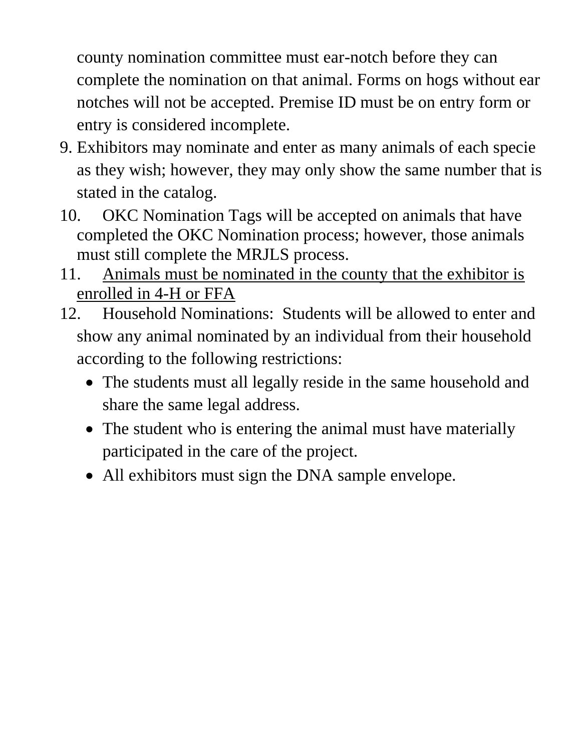county nomination committee must ear-notch before they can complete the nomination on that animal. Forms on hogs without ear notches will not be accepted. Premise ID must be on entry form or entry is considered incomplete.

9. Exhibitors may nominate and enter as many animals of each specie as they wish; however, they may only show the same number that is stated in the catalog.
10. OKC Nomination Tags will be accepted on animals that have completed the OKC Nomination process; however, those animals must still complete the MRJLS process.
11. <u>Animals must be nominated in the county that the exhibitor is enrolled in 4-H or FFA</u>
12. Household Nominations: Students will be allowed to enter and show any animal nominated by an individual from their household according to the following restrictions:
    - The students must all legally reside in the same household and share the same legal address.
    - The student who is entering the animal must have materially participated in the care of the project.
    - All exhibitors must sign the DNA sample envelope.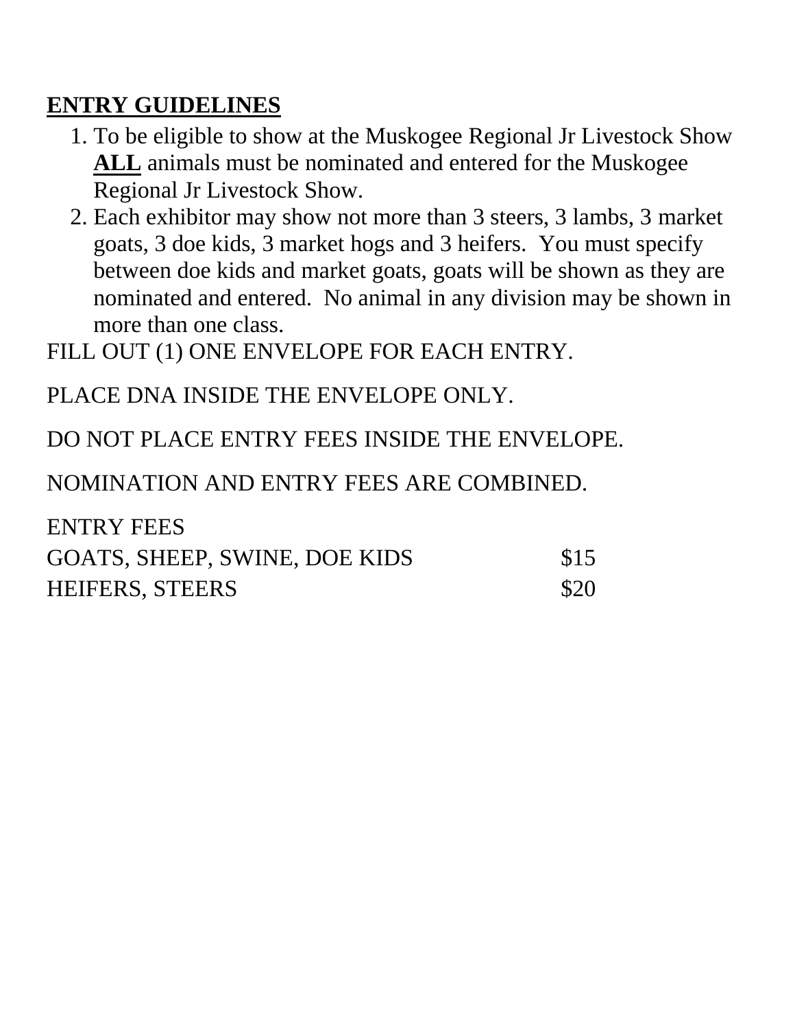**ENTRY GUIDELINES**

1. To be eligible to show at the Muskogee Regional Jr Livestock Show **ALL** animals must be nominated and entered for the Muskogee Regional Jr Livestock Show.
2. Each exhibitor may show not more than 3 steers, 3 lambs, 3 market goats, 3 doe kids, 3 market hogs and 3 heifers. You must specify between doe kids and market goats, goats will be shown as they are nominated and entered. No animal in any division may be shown in more than one class.

FILL OUT (1) ONE ENVELOPE FOR EACH ENTRY.

PLACE DNA INSIDE THE ENVELOPE ONLY.

DO NOT PLACE ENTRY FEES INSIDE THE ENVELOPE.

NOMINATION AND ENTRY FEES ARE COMBINED.

| | |
|---|---|
| ENTRY FEES | |
| GOATS, SHEEP, SWINE, DOE KIDS | $15 |
| HEIFERS, STEERS | $20 |